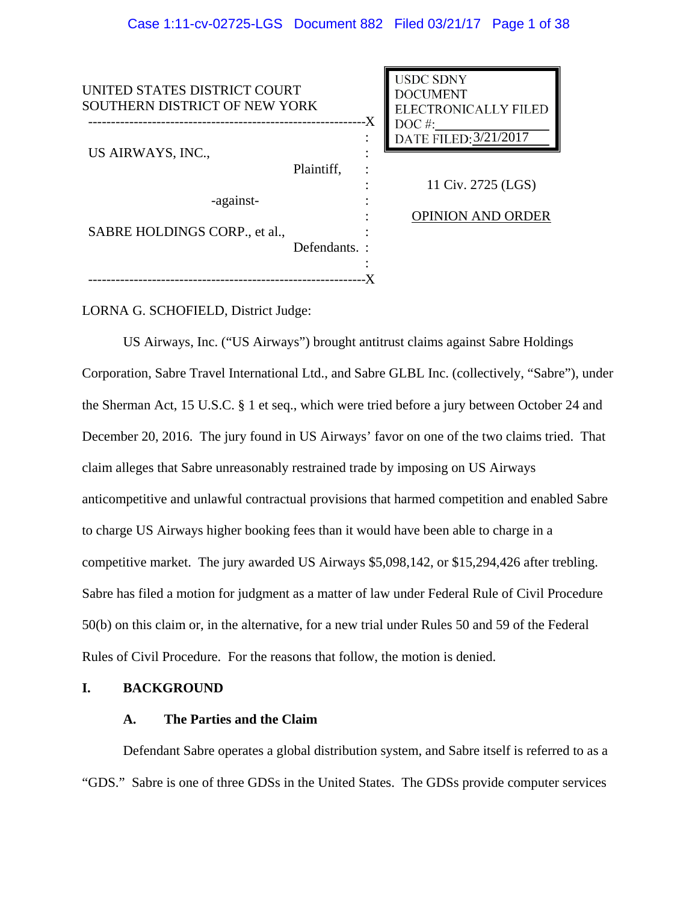UNITED STATES DISTRICT COURT
SOUTHERN DISTRICT OF NEW YORK

USDC SDNY
DOCUMENT
ELECTRONICALLY FILED
DOC #:
DATE FILED: 3/21/2017

US AIRWAYS, INC.,
Plaintiff,

-against-

SABRE HOLDINGS CORP., et al.,
Defendants.

11 Civ. 2725 (LGS)

OPINION AND ORDER

LORNA G. SCHOFIELD, District Judge:

US Airways, Inc. ("US Airways") brought antitrust claims against Sabre Holdings Corporation, Sabre Travel International Ltd., and Sabre GLBL Inc. (collectively, "Sabre"), under the Sherman Act, 15 U.S.C. § 1 et seq., which were tried before a jury between October 24 and December 20, 2016. The jury found in US Airways' favor on one of the two claims tried. That claim alleges that Sabre unreasonably restrained trade by imposing on US Airways anticompetitive and unlawful contractual provisions that harmed competition and enabled Sabre to charge US Airways higher booking fees than it would have been able to charge in a competitive market. The jury awarded US Airways $5,098,142, or $15,294,426 after trebling. Sabre has filed a motion for judgment as a matter of law under Federal Rule of Civil Procedure 50(b) on this claim or, in the alternative, for a new trial under Rules 50 and 59 of the Federal Rules of Civil Procedure. For the reasons that follow, the motion is denied.

## I. BACKGROUND

### A. The Parties and the Claim

Defendant Sabre operates a global distribution system, and Sabre itself is referred to as a "GDS." Sabre is one of three GDSs in the United States. The GDSs provide computer services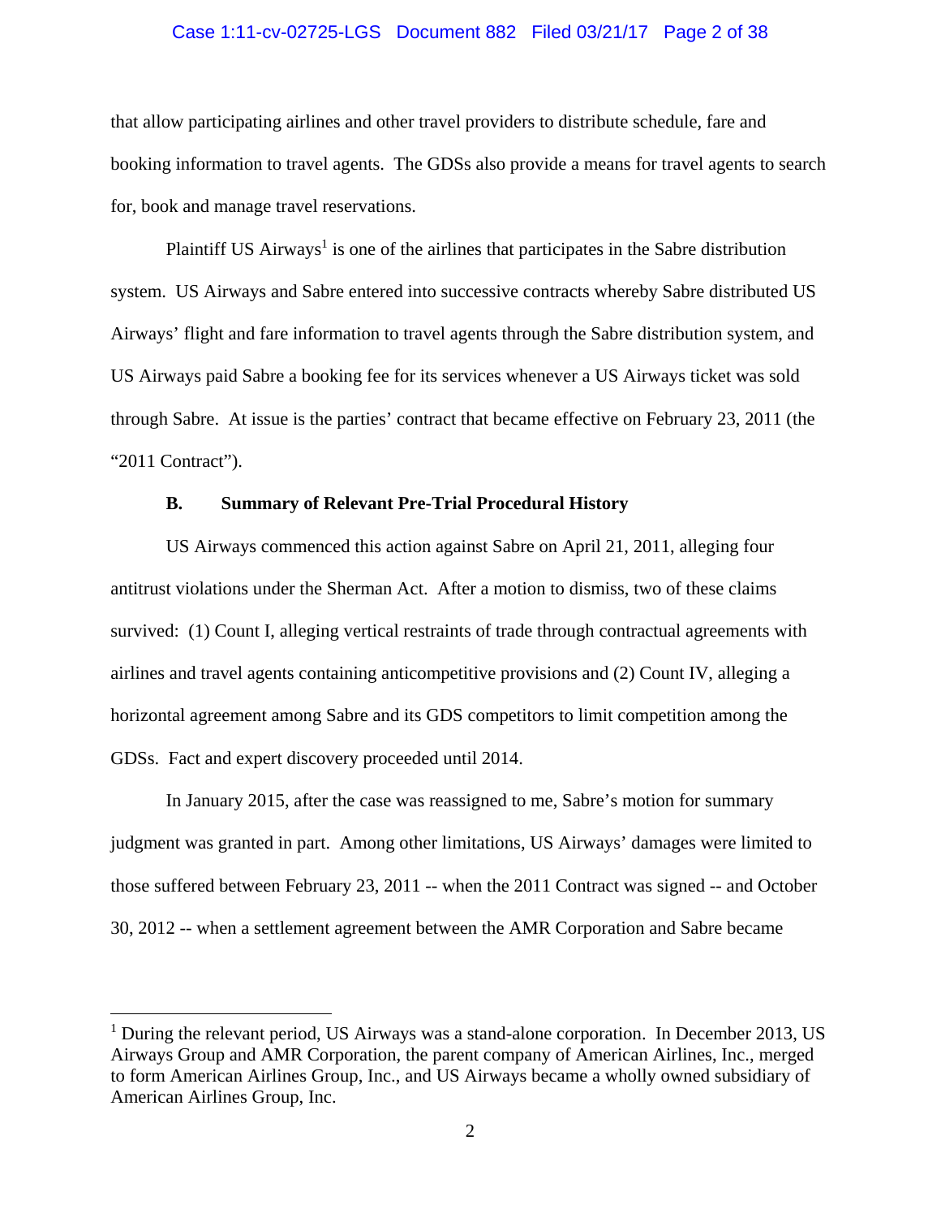that allow participating airlines and other travel providers to distribute schedule, fare and booking information to travel agents. The GDSs also provide a means for travel agents to search for, book and manage travel reservations.

Plaintiff US Airways[1] is one of the airlines that participates in the Sabre distribution system. US Airways and Sabre entered into successive contracts whereby Sabre distributed US Airways' flight and fare information to travel agents through the Sabre distribution system, and US Airways paid Sabre a booking fee for its services whenever a US Airways ticket was sold through Sabre. At issue is the parties' contract that became effective on February 23, 2011 (the "2011 Contract").

**B. Summary of Relevant Pre-Trial Procedural History**

US Airways commenced this action against Sabre on April 21, 2011, alleging four antitrust violations under the Sherman Act. After a motion to dismiss, two of these claims survived: (1) Count I, alleging vertical restraints of trade through contractual agreements with airlines and travel agents containing anticompetitive provisions and (2) Count IV, alleging a horizontal agreement among Sabre and its GDS competitors to limit competition among the GDSs. Fact and expert discovery proceeded until 2014.

In January 2015, after the case was reassigned to me, Sabre's motion for summary judgment was granted in part. Among other limitations, US Airways' damages were limited to those suffered between February 23, 2011 -- when the 2011 Contract was signed -- and October 30, 2012 -- when a settlement agreement between the AMR Corporation and Sabre became

---

[1] During the relevant period, US Airways was a stand-alone corporation. In December 2013, US Airways Group and AMR Corporation, the parent company of American Airlines, Inc., merged to form American Airlines Group, Inc., and US Airways became a wholly owned subsidiary of American Airlines Group, Inc.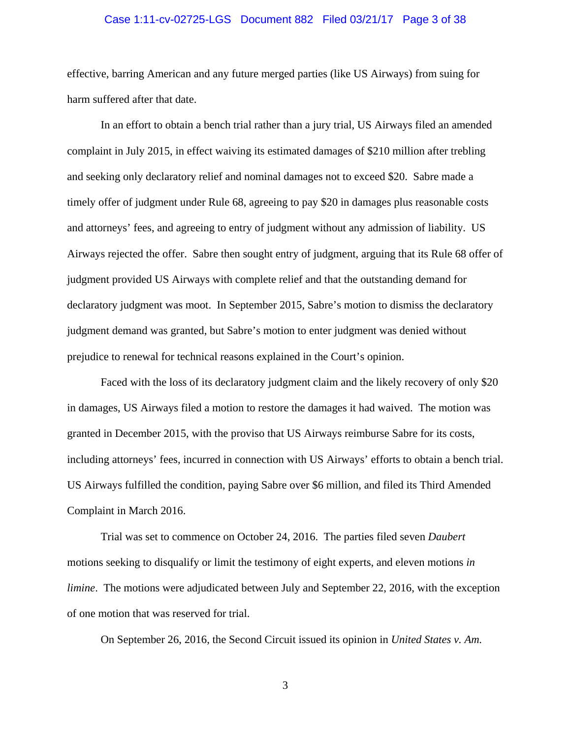effective, barring American and any future merged parties (like US Airways) from suing for harm suffered after that date.

In an effort to obtain a bench trial rather than a jury trial, US Airways filed an amended complaint in July 2015, in effect waiving its estimated damages of $210 million after trebling and seeking only declaratory relief and nominal damages not to exceed $20. Sabre made a timely offer of judgment under Rule 68, agreeing to pay $20 in damages plus reasonable costs and attorneys' fees, and agreeing to entry of judgment without any admission of liability. US Airways rejected the offer. Sabre then sought entry of judgment, arguing that its Rule 68 offer of judgment provided US Airways with complete relief and that the outstanding demand for declaratory judgment was moot. In September 2015, Sabre's motion to dismiss the declaratory judgment demand was granted, but Sabre's motion to enter judgment was denied without prejudice to renewal for technical reasons explained in the Court's opinion.

Faced with the loss of its declaratory judgment claim and the likely recovery of only $20 in damages, US Airways filed a motion to restore the damages it had waived. The motion was granted in December 2015, with the proviso that US Airways reimburse Sabre for its costs, including attorneys' fees, incurred in connection with US Airways' efforts to obtain a bench trial. US Airways fulfilled the condition, paying Sabre over $6 million, and filed its Third Amended Complaint in March 2016.

Trial was set to commence on October 24, 2016. The parties filed seven *Daubert* motions seeking to disqualify or limit the testimony of eight experts, and eleven motions *in limine*. The motions were adjudicated between July and September 22, 2016, with the exception of one motion that was reserved for trial.

On September 26, 2016, the Second Circuit issued its opinion in *United States v. Am.*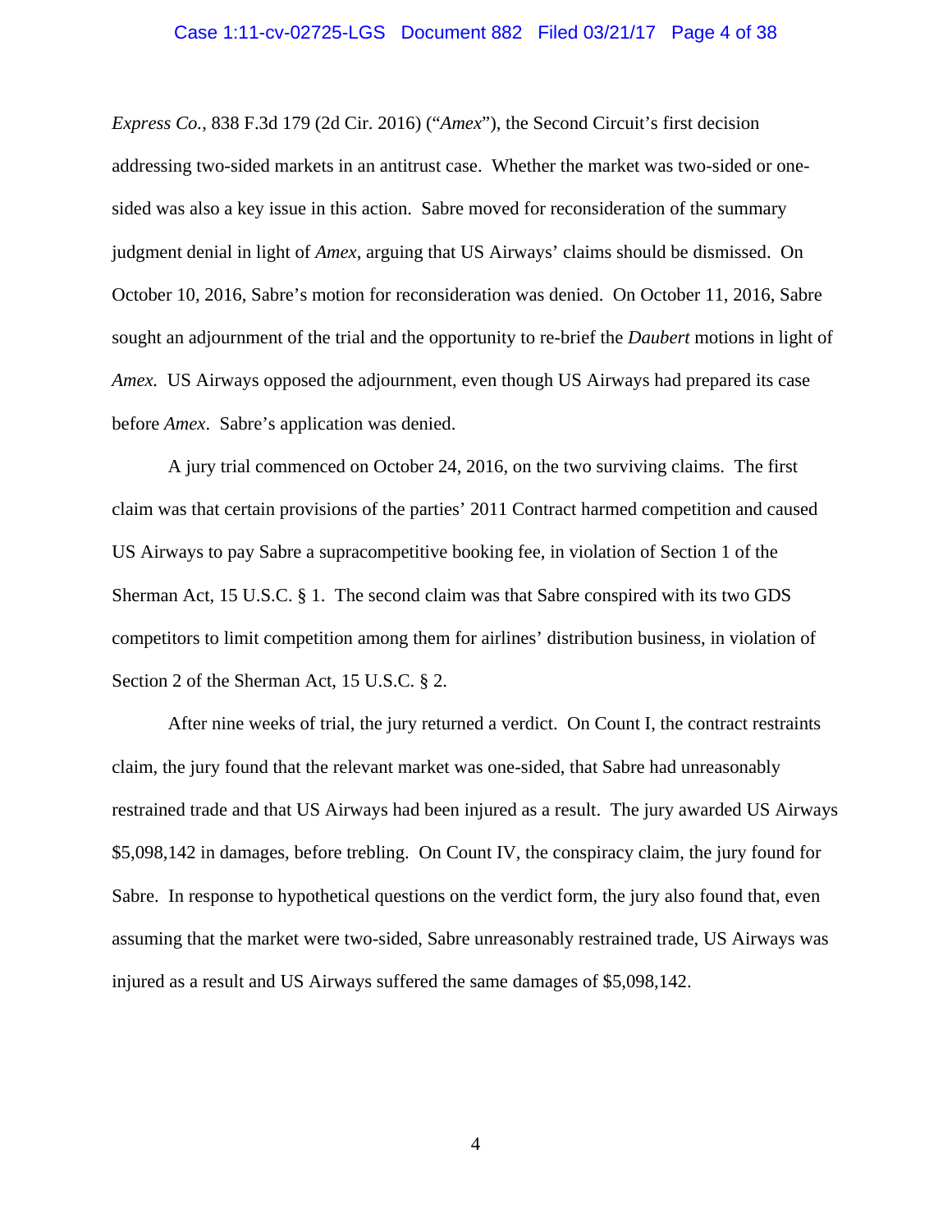*Express Co.*, 838 F.3d 179 (2d Cir. 2016) ("*Amex*"), the Second Circuit's first decision addressing two-sided markets in an antitrust case. Whether the market was two-sided or one-sided was also a key issue in this action. Sabre moved for reconsideration of the summary judgment denial in light of *Amex*, arguing that US Airways' claims should be dismissed. On October 10, 2016, Sabre's motion for reconsideration was denied. On October 11, 2016, Sabre sought an adjournment of the trial and the opportunity to re-brief the *Daubert* motions in light of *Amex.* US Airways opposed the adjournment, even though US Airways had prepared its case before *Amex*. Sabre's application was denied.

A jury trial commenced on October 24, 2016, on the two surviving claims. The first claim was that certain provisions of the parties' 2011 Contract harmed competition and caused US Airways to pay Sabre a supracompetitive booking fee, in violation of Section 1 of the Sherman Act, 15 U.S.C. § 1. The second claim was that Sabre conspired with its two GDS competitors to limit competition among them for airlines' distribution business, in violation of Section 2 of the Sherman Act, 15 U.S.C. § 2.

After nine weeks of trial, the jury returned a verdict. On Count I, the contract restraints claim, the jury found that the relevant market was one-sided, that Sabre had unreasonably restrained trade and that US Airways had been injured as a result. The jury awarded US Airways $5,098,142 in damages, before trebling. On Count IV, the conspiracy claim, the jury found for Sabre. In response to hypothetical questions on the verdict form, the jury also found that, even assuming that the market were two-sided, Sabre unreasonably restrained trade, US Airways was injured as a result and US Airways suffered the same damages of $5,098,142.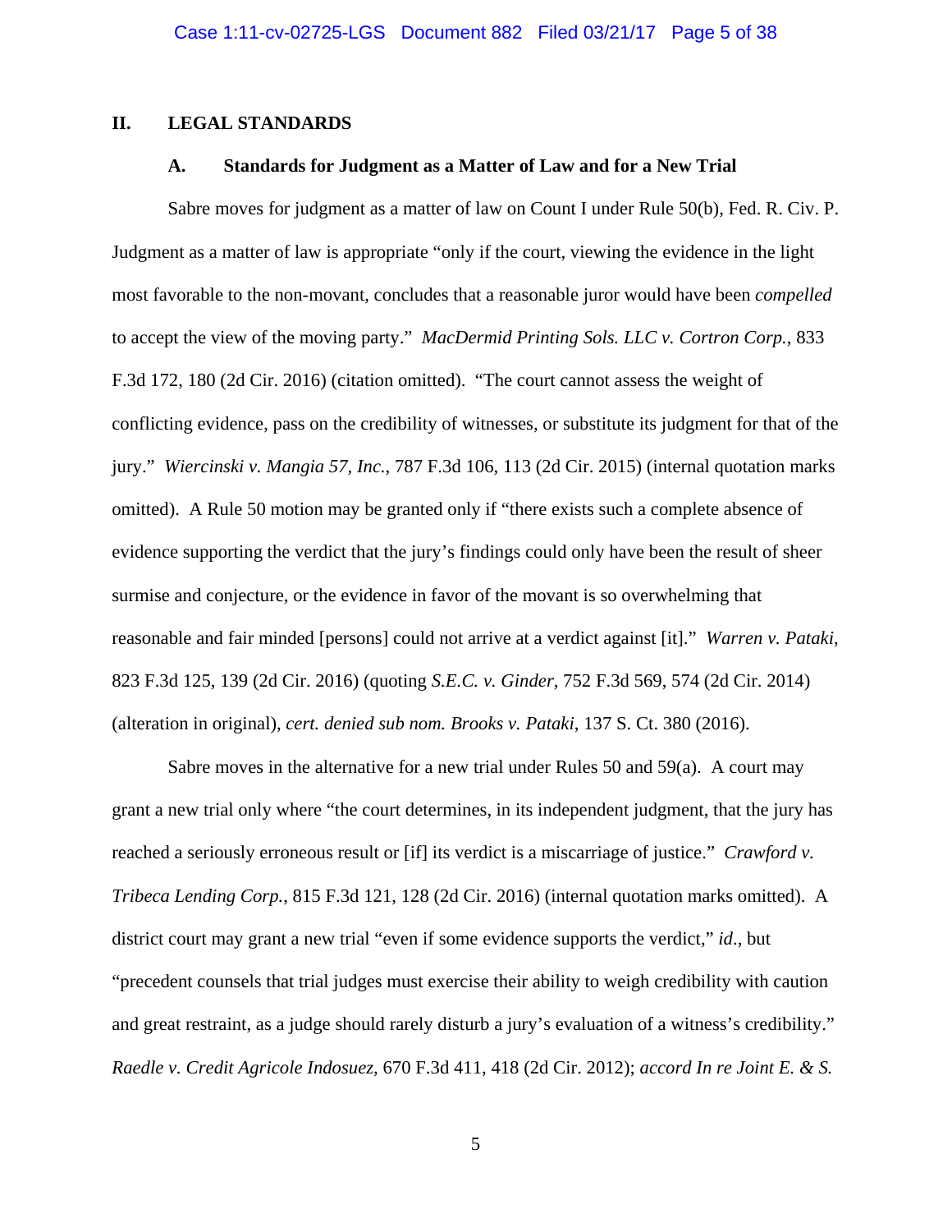## II. LEGAL STANDARDS

### A. Standards for Judgment as a Matter of Law and for a New Trial

Sabre moves for judgment as a matter of law on Count I under Rule 50(b), Fed. R. Civ. P. Judgment as a matter of law is appropriate "only if the court, viewing the evidence in the light most favorable to the non-movant, concludes that a reasonable juror would have been *compelled* to accept the view of the moving party." *MacDermid Printing Sols. LLC v. Cortron Corp.*, 833 F.3d 172, 180 (2d Cir. 2016) (citation omitted). "The court cannot assess the weight of conflicting evidence, pass on the credibility of witnesses, or substitute its judgment for that of the jury." *Wiercinski v. Mangia 57, Inc.*, 787 F.3d 106, 113 (2d Cir. 2015) (internal quotation marks omitted). A Rule 50 motion may be granted only if "there exists such a complete absence of evidence supporting the verdict that the jury's findings could only have been the result of sheer surmise and conjecture, or the evidence in favor of the movant is so overwhelming that reasonable and fair minded [persons] could not arrive at a verdict against [it]." *Warren v. Pataki*, 823 F.3d 125, 139 (2d Cir. 2016) (quoting *S.E.C. v. Ginder*, 752 F.3d 569, 574 (2d Cir. 2014) (alteration in original), *cert. denied sub nom. Brooks v. Pataki*, 137 S. Ct. 380 (2016).

Sabre moves in the alternative for a new trial under Rules 50 and 59(a). A court may grant a new trial only where "the court determines, in its independent judgment, that the jury has reached a seriously erroneous result or [if] its verdict is a miscarriage of justice." *Crawford v. Tribeca Lending Corp.*, 815 F.3d 121, 128 (2d Cir. 2016) (internal quotation marks omitted). A district court may grant a new trial "even if some evidence supports the verdict," *id*., but "precedent counsels that trial judges must exercise their ability to weigh credibility with caution and great restraint, as a judge should rarely disturb a jury's evaluation of a witness's credibility." *Raedle v. Credit Agricole Indosuez*, 670 F.3d 411, 418 (2d Cir. 2012); *accord In re Joint E. & S.*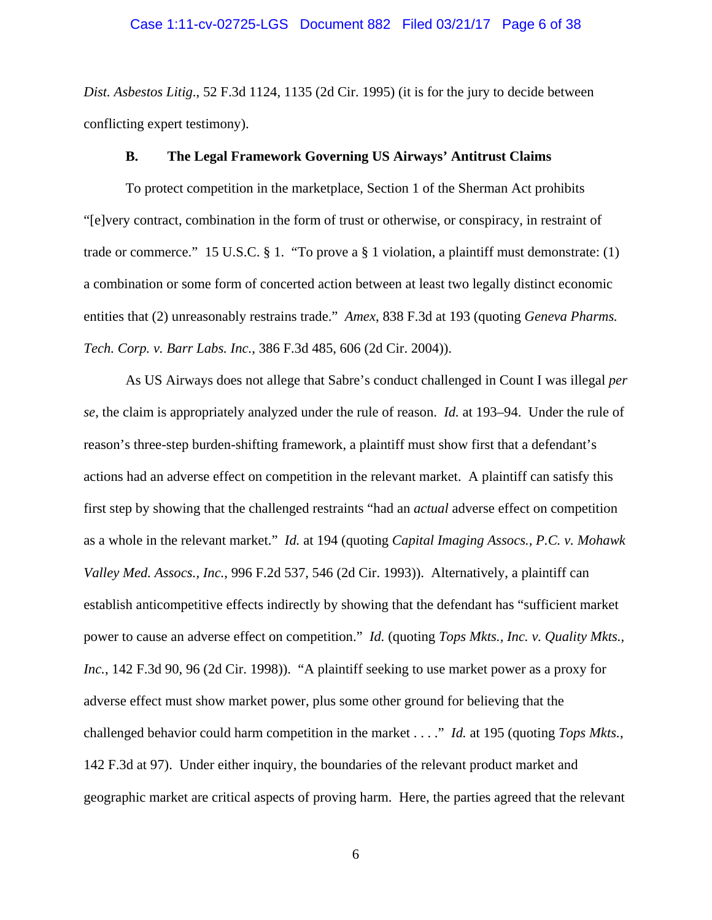*Dist. Asbestos Litig*., 52 F.3d 1124, 1135 (2d Cir. 1995) (it is for the jury to decide between conflicting expert testimony).

### B. The Legal Framework Governing US Airways' Antitrust Claims

To protect competition in the marketplace, Section 1 of the Sherman Act prohibits "[e]very contract, combination in the form of trust or otherwise, or conspiracy, in restraint of trade or commerce." 15 U.S.C. § 1. "To prove a § 1 violation, a plaintiff must demonstrate: (1) a combination or some form of concerted action between at least two legally distinct economic entities that (2) unreasonably restrains trade." *Amex*, 838 F.3d at 193 (quoting *Geneva Pharms. Tech. Corp. v. Barr Labs. Inc.*, 386 F.3d 485, 606 (2d Cir. 2004)).

As US Airways does not allege that Sabre's conduct challenged in Count I was illegal *per se*, the claim is appropriately analyzed under the rule of reason. *Id.* at 193–94. Under the rule of reason's three-step burden-shifting framework, a plaintiff must show first that a defendant's actions had an adverse effect on competition in the relevant market. A plaintiff can satisfy this first step by showing that the challenged restraints "had an *actual* adverse effect on competition as a whole in the relevant market." *Id.* at 194 (quoting *Capital Imaging Assocs., P.C. v. Mohawk Valley Med. Assocs., Inc.*, 996 F.2d 537, 546 (2d Cir. 1993)). Alternatively, a plaintiff can establish anticompetitive effects indirectly by showing that the defendant has "sufficient market power to cause an adverse effect on competition." *Id.* (quoting *Tops Mkts., Inc. v. Quality Mkts., Inc.*, 142 F.3d 90, 96 (2d Cir. 1998)). "A plaintiff seeking to use market power as a proxy for adverse effect must show market power, plus some other ground for believing that the challenged behavior could harm competition in the market . . . ." *Id.* at 195 (quoting *Tops Mkts.*, 142 F.3d at 97). Under either inquiry, the boundaries of the relevant product market and geographic market are critical aspects of proving harm. Here, the parties agreed that the relevant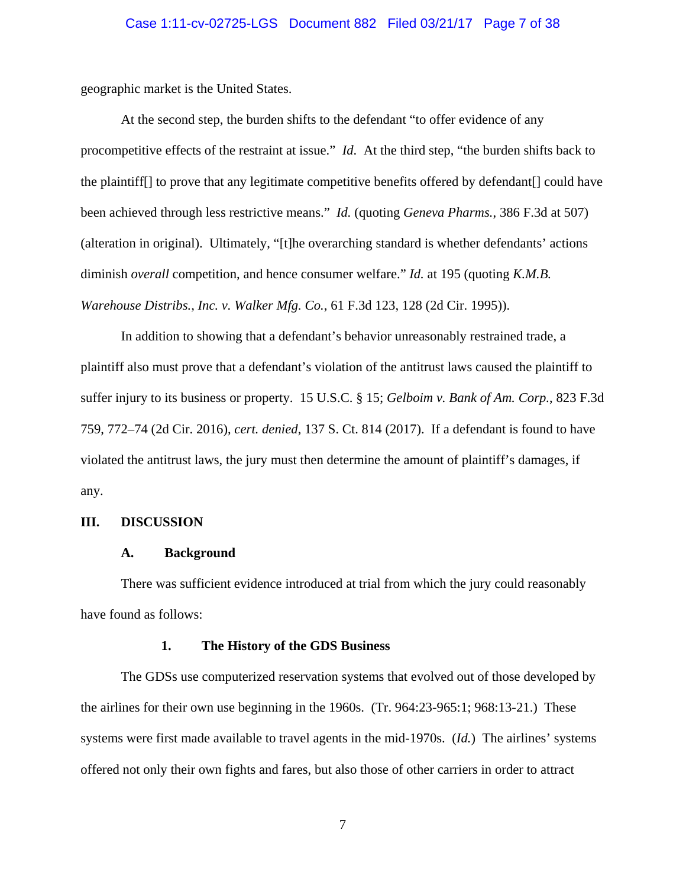geographic market is the United States.

At the second step, the burden shifts to the defendant "to offer evidence of any procompetitive effects of the restraint at issue." *Id.* At the third step, "the burden shifts back to the plaintiff[] to prove that any legitimate competitive benefits offered by defendant[] could have been achieved through less restrictive means." *Id.* (quoting *Geneva Pharms.*, 386 F.3d at 507) (alteration in original). Ultimately, "[t]he overarching standard is whether defendants' actions diminish *overall* competition, and hence consumer welfare." *Id.* at 195 (quoting *K.M.B. Warehouse Distribs., Inc. v. Walker Mfg. Co.*, 61 F.3d 123, 128 (2d Cir. 1995)).

In addition to showing that a defendant's behavior unreasonably restrained trade, a plaintiff also must prove that a defendant's violation of the antitrust laws caused the plaintiff to suffer injury to its business or property. 15 U.S.C. § 15; *Gelboim v. Bank of Am. Corp.*, 823 F.3d 759, 772–74 (2d Cir. 2016), *cert. denied*, 137 S. Ct. 814 (2017). If a defendant is found to have violated the antitrust laws, the jury must then determine the amount of plaintiff's damages, if any.

## III. DISCUSSION

### A. Background

There was sufficient evidence introduced at trial from which the jury could reasonably have found as follows:

#### 1. The History of the GDS Business

The GDSs use computerized reservation systems that evolved out of those developed by the airlines for their own use beginning in the 1960s. (Tr. 964:23-965:1; 968:13-21.) These systems were first made available to travel agents in the mid-1970s. (*Id.*) The airlines' systems offered not only their own fights and fares, but also those of other carriers in order to attract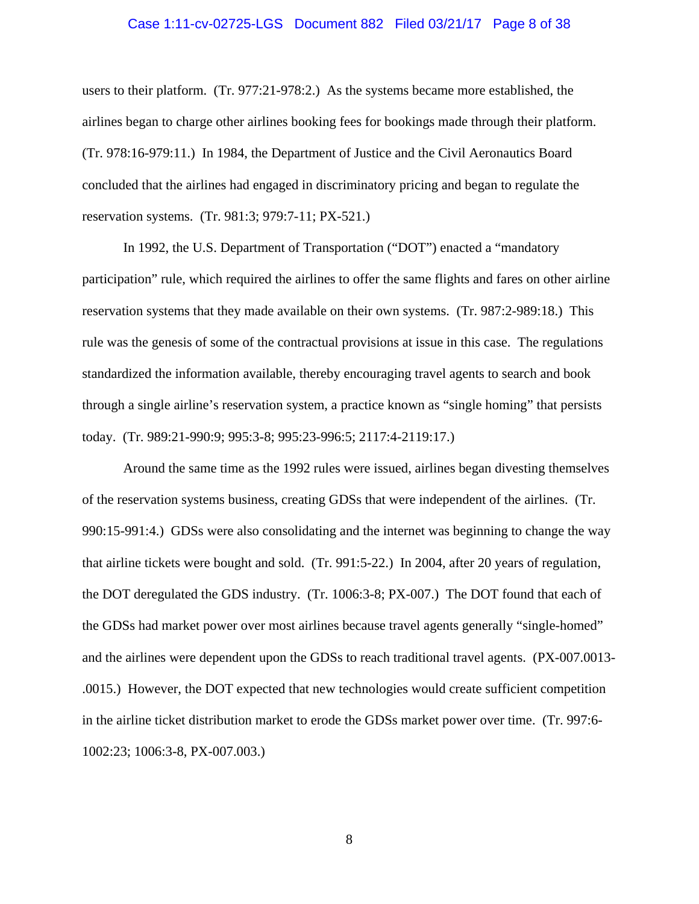users to their platform. (Tr. 977:21-978:2.) As the systems became more established, the airlines began to charge other airlines booking fees for bookings made through their platform. (Tr. 978:16-979:11.) In 1984, the Department of Justice and the Civil Aeronautics Board concluded that the airlines had engaged in discriminatory pricing and began to regulate the reservation systems. (Tr. 981:3; 979:7-11; PX-521.)

In 1992, the U.S. Department of Transportation ("DOT") enacted a "mandatory participation" rule, which required the airlines to offer the same flights and fares on other airline reservation systems that they made available on their own systems. (Tr. 987:2-989:18.) This rule was the genesis of some of the contractual provisions at issue in this case. The regulations standardized the information available, thereby encouraging travel agents to search and book through a single airline's reservation system, a practice known as "single homing" that persists today. (Tr. 989:21-990:9; 995:3-8; 995:23-996:5; 2117:4-2119:17.)

Around the same time as the 1992 rules were issued, airlines began divesting themselves of the reservation systems business, creating GDSs that were independent of the airlines. (Tr. 990:15-991:4.) GDSs were also consolidating and the internet was beginning to change the way that airline tickets were bought and sold. (Tr. 991:5-22.) In 2004, after 20 years of regulation, the DOT deregulated the GDS industry. (Tr. 1006:3-8; PX-007.) The DOT found that each of the GDSs had market power over most airlines because travel agents generally "single-homed" and the airlines were dependent upon the GDSs to reach traditional travel agents. (PX-007.0013-.0015.) However, the DOT expected that new technologies would create sufficient competition in the airline ticket distribution market to erode the GDSs market power over time. (Tr. 997:6-1002:23; 1006:3-8, PX-007.003.)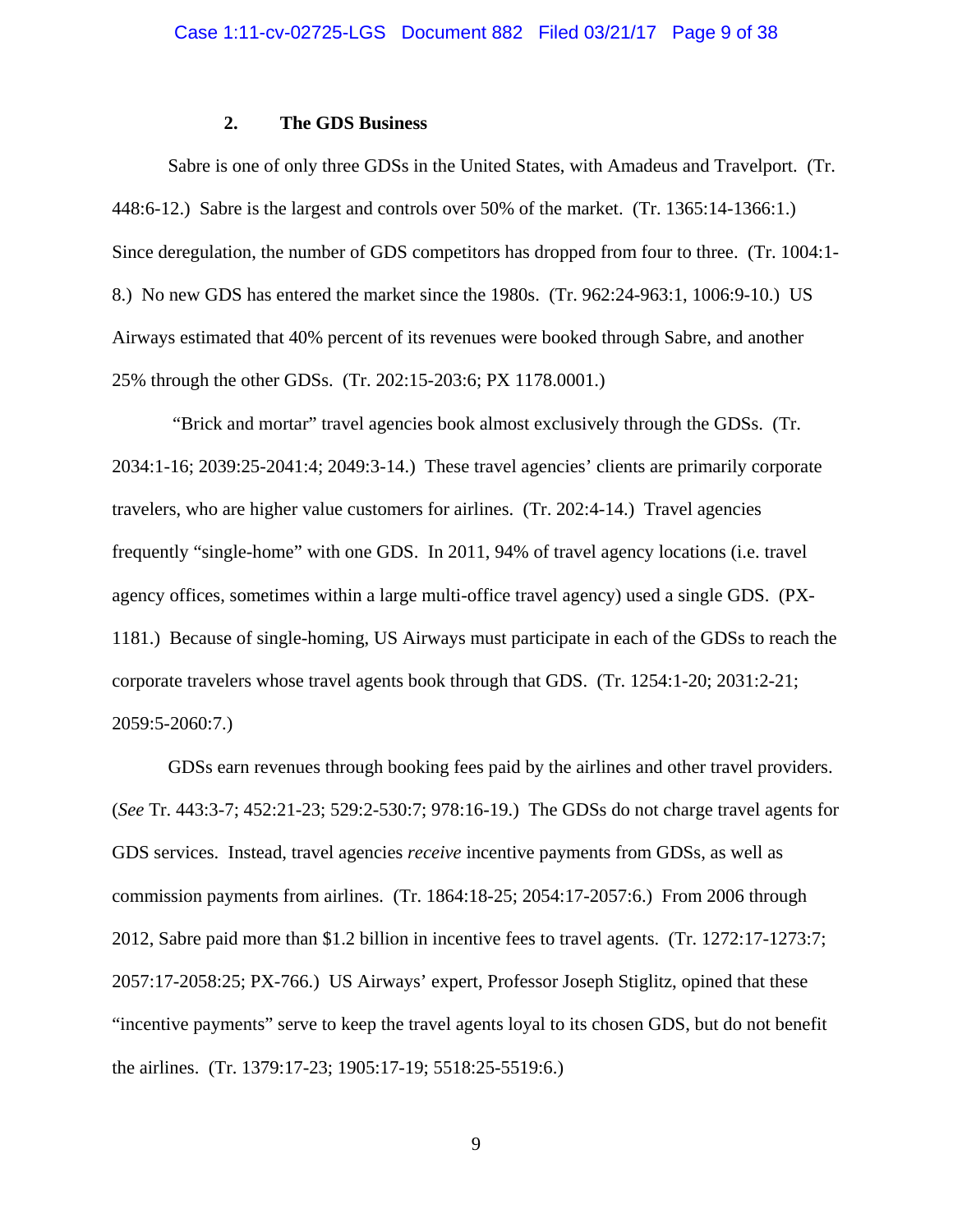### 2. The GDS Business

Sabre is one of only three GDSs in the United States, with Amadeus and Travelport. (Tr. 448:6-12.) Sabre is the largest and controls over 50% of the market. (Tr. 1365:14-1366:1.) Since deregulation, the number of GDS competitors has dropped from four to three. (Tr. 1004:1-8.) No new GDS has entered the market since the 1980s. (Tr. 962:24-963:1, 1006:9-10.) US Airways estimated that 40% percent of its revenues were booked through Sabre, and another 25% through the other GDSs. (Tr. 202:15-203:6; PX 1178.0001.)

"Brick and mortar" travel agencies book almost exclusively through the GDSs. (Tr. 2034:1-16; 2039:25-2041:4; 2049:3-14.) These travel agencies' clients are primarily corporate travelers, who are higher value customers for airlines. (Tr. 202:4-14.) Travel agencies frequently "single-home" with one GDS. In 2011, 94% of travel agency locations (i.e. travel agency offices, sometimes within a large multi-office travel agency) used a single GDS. (PX-1181.) Because of single-homing, US Airways must participate in each of the GDSs to reach the corporate travelers whose travel agents book through that GDS. (Tr. 1254:1-20; 2031:2-21; 2059:5-2060:7.)

GDSs earn revenues through booking fees paid by the airlines and other travel providers. (*See* Tr. 443:3-7; 452:21-23; 529:2-530:7; 978:16-19.) The GDSs do not charge travel agents for GDS services. Instead, travel agencies *receive* incentive payments from GDSs, as well as commission payments from airlines. (Tr. 1864:18-25; 2054:17-2057:6.) From 2006 through 2012, Sabre paid more than $1.2 billion in incentive fees to travel agents. (Tr. 1272:17-1273:7; 2057:17-2058:25; PX-766.) US Airways' expert, Professor Joseph Stiglitz, opined that these "incentive payments" serve to keep the travel agents loyal to its chosen GDS, but do not benefit the airlines. (Tr. 1379:17-23; 1905:17-19; 5518:25-5519:6.)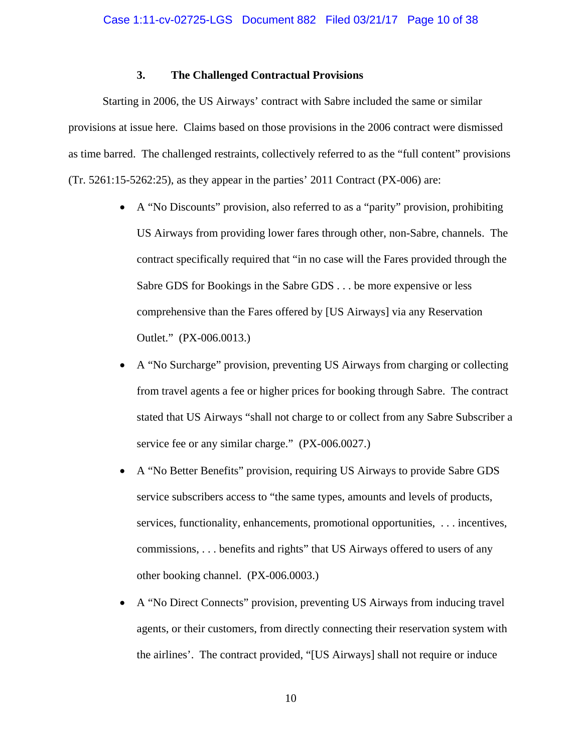### 3. The Challenged Contractual Provisions

Starting in 2006, the US Airways' contract with Sabre included the same or similar provisions at issue here. Claims based on those provisions in the 2006 contract were dismissed as time barred. The challenged restraints, collectively referred to as the "full content" provisions (Tr. 5261:15-5262:25), as they appear in the parties' 2011 Contract (PX-006) are:

- A "No Discounts" provision, also referred to as a "parity" provision, prohibiting US Airways from providing lower fares through other, non-Sabre, channels. The contract specifically required that "in no case will the Fares provided through the Sabre GDS for Bookings in the Sabre GDS . . . be more expensive or less comprehensive than the Fares offered by [US Airways] via any Reservation Outlet." (PX-006.0013.)
- A "No Surcharge" provision, preventing US Airways from charging or collecting from travel agents a fee or higher prices for booking through Sabre. The contract stated that US Airways "shall not charge to or collect from any Sabre Subscriber a service fee or any similar charge." (PX-006.0027.)
- A "No Better Benefits" provision, requiring US Airways to provide Sabre GDS service subscribers access to "the same types, amounts and levels of products, services, functionality, enhancements, promotional opportunities, . . . incentives, commissions, . . . benefits and rights" that US Airways offered to users of any other booking channel. (PX-006.0003.)
- A "No Direct Connects" provision, preventing US Airways from inducing travel agents, or their customers, from directly connecting their reservation system with the airlines'. The contract provided, "[US Airways] shall not require or induce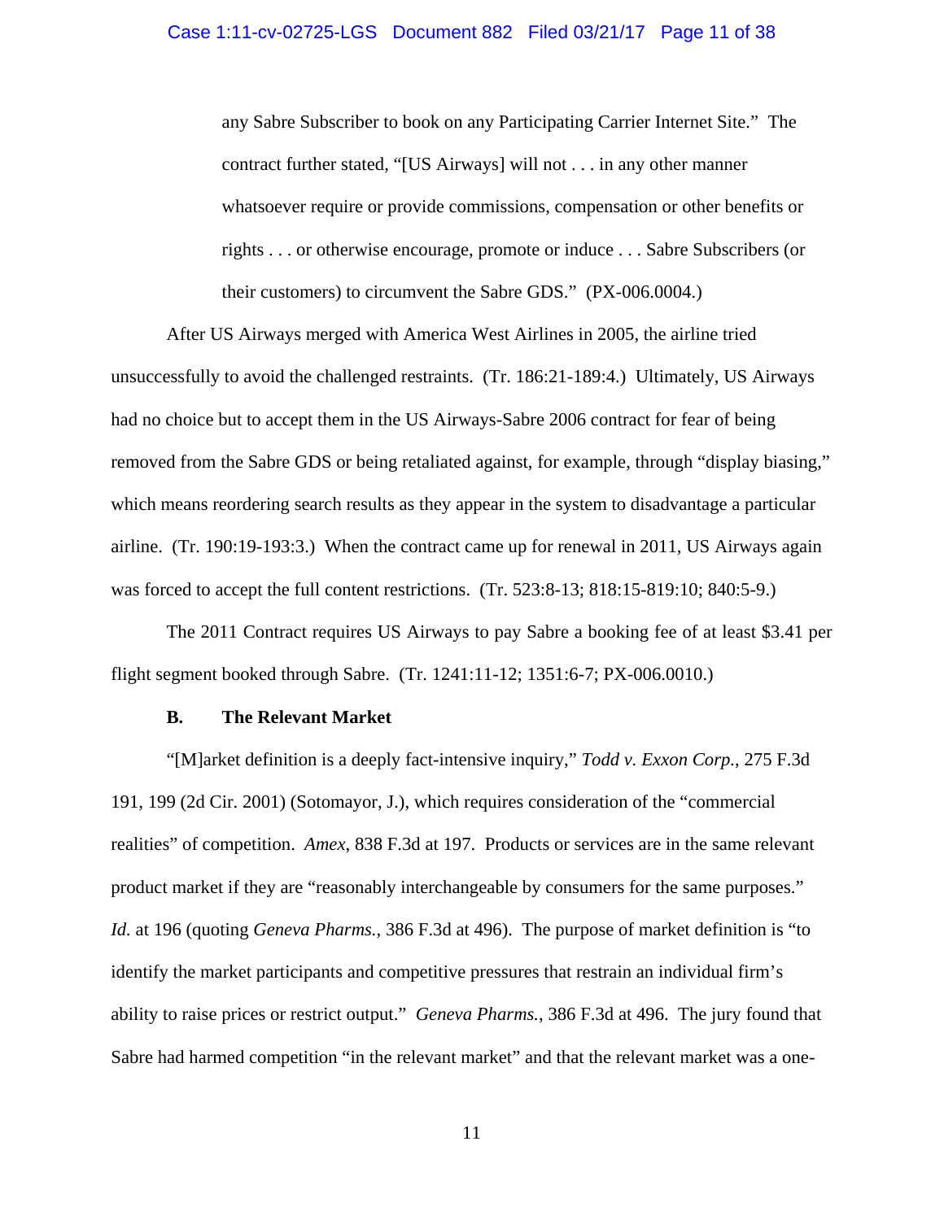> any Sabre Subscriber to book on any Participating Carrier Internet Site." The contract further stated, "[US Airways] will not . . . in any other manner whatsoever require or provide commissions, compensation or other benefits or rights . . . or otherwise encourage, promote or induce . . . Sabre Subscribers (or their customers) to circumvent the Sabre GDS." (PX-006.0004.)

After US Airways merged with America West Airlines in 2005, the airline tried unsuccessfully to avoid the challenged restraints. (Tr. 186:21-189:4.) Ultimately, US Airways had no choice but to accept them in the US Airways-Sabre 2006 contract for fear of being removed from the Sabre GDS or being retaliated against, for example, through "display biasing," which means reordering search results as they appear in the system to disadvantage a particular airline. (Tr. 190:19-193:3.) When the contract came up for renewal in 2011, US Airways again was forced to accept the full content restrictions. (Tr. 523:8-13; 818:15-819:10; 840:5-9.)

The 2011 Contract requires US Airways to pay Sabre a booking fee of at least $3.41 per flight segment booked through Sabre. (Tr. 1241:11-12; 1351:6-7; PX-006.0010.)

### B. The Relevant Market

"[M]arket definition is a deeply fact-intensive inquiry," *Todd v. Exxon Corp.*, 275 F.3d 191, 199 (2d Cir. 2001) (Sotomayor, J.), which requires consideration of the "commercial realities" of competition. *Amex*, 838 F.3d at 197. Products or services are in the same relevant product market if they are "reasonably interchangeable by consumers for the same purposes." *Id.* at 196 (quoting *Geneva Pharms.*, 386 F.3d at 496). The purpose of market definition is "to identify the market participants and competitive pressures that restrain an individual firm's ability to raise prices or restrict output." *Geneva Pharms.*, 386 F.3d at 496. The jury found that Sabre had harmed competition "in the relevant market" and that the relevant market was a one-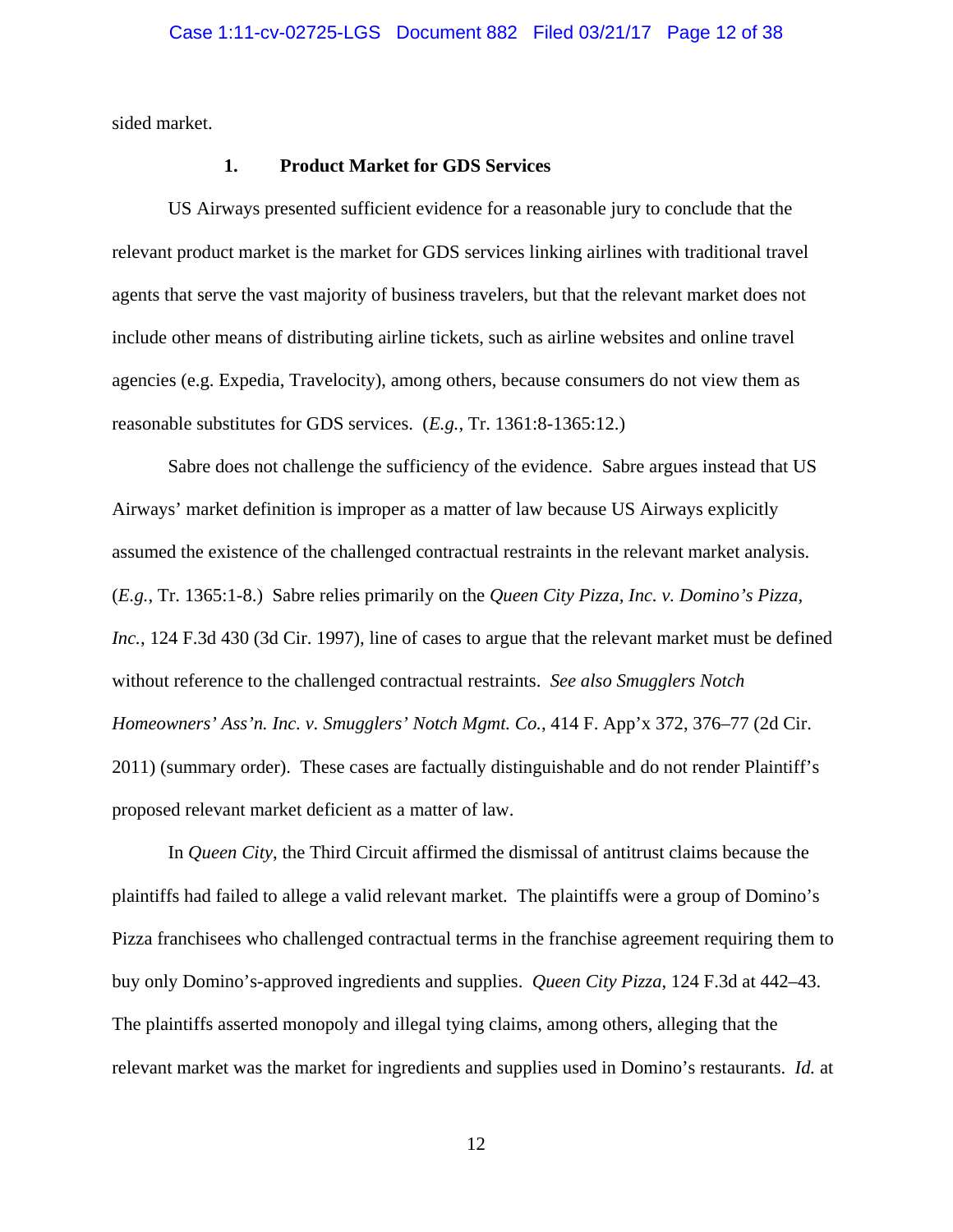sided market.

### 1. Product Market for GDS Services

US Airways presented sufficient evidence for a reasonable jury to conclude that the relevant product market is the market for GDS services linking airlines with traditional travel agents that serve the vast majority of business travelers, but that the relevant market does not include other means of distributing airline tickets, such as airline websites and online travel agencies (e.g. Expedia, Travelocity), among others, because consumers do not view them as reasonable substitutes for GDS services. (*E.g.*, Tr. 1361:8-1365:12.)

Sabre does not challenge the sufficiency of the evidence. Sabre argues instead that US Airways' market definition is improper as a matter of law because US Airways explicitly assumed the existence of the challenged contractual restraints in the relevant market analysis. (*E.g.*, Tr. 1365:1-8.) Sabre relies primarily on the *Queen City Pizza, Inc. v. Domino's Pizza, Inc.*, 124 F.3d 430 (3d Cir. 1997), line of cases to argue that the relevant market must be defined without reference to the challenged contractual restraints. *See also Smugglers Notch Homeowners' Ass'n. Inc. v. Smugglers' Notch Mgmt. Co.*, 414 F. App'x 372, 376–77 (2d Cir. 2011) (summary order). These cases are factually distinguishable and do not render Plaintiff's proposed relevant market deficient as a matter of law.

In *Queen City*, the Third Circuit affirmed the dismissal of antitrust claims because the plaintiffs had failed to allege a valid relevant market. The plaintiffs were a group of Domino's Pizza franchisees who challenged contractual terms in the franchise agreement requiring them to buy only Domino's-approved ingredients and supplies. *Queen City Pizza*, 124 F.3d at 442–43. The plaintiffs asserted monopoly and illegal tying claims, among others, alleging that the relevant market was the market for ingredients and supplies used in Domino's restaurants. *Id.* at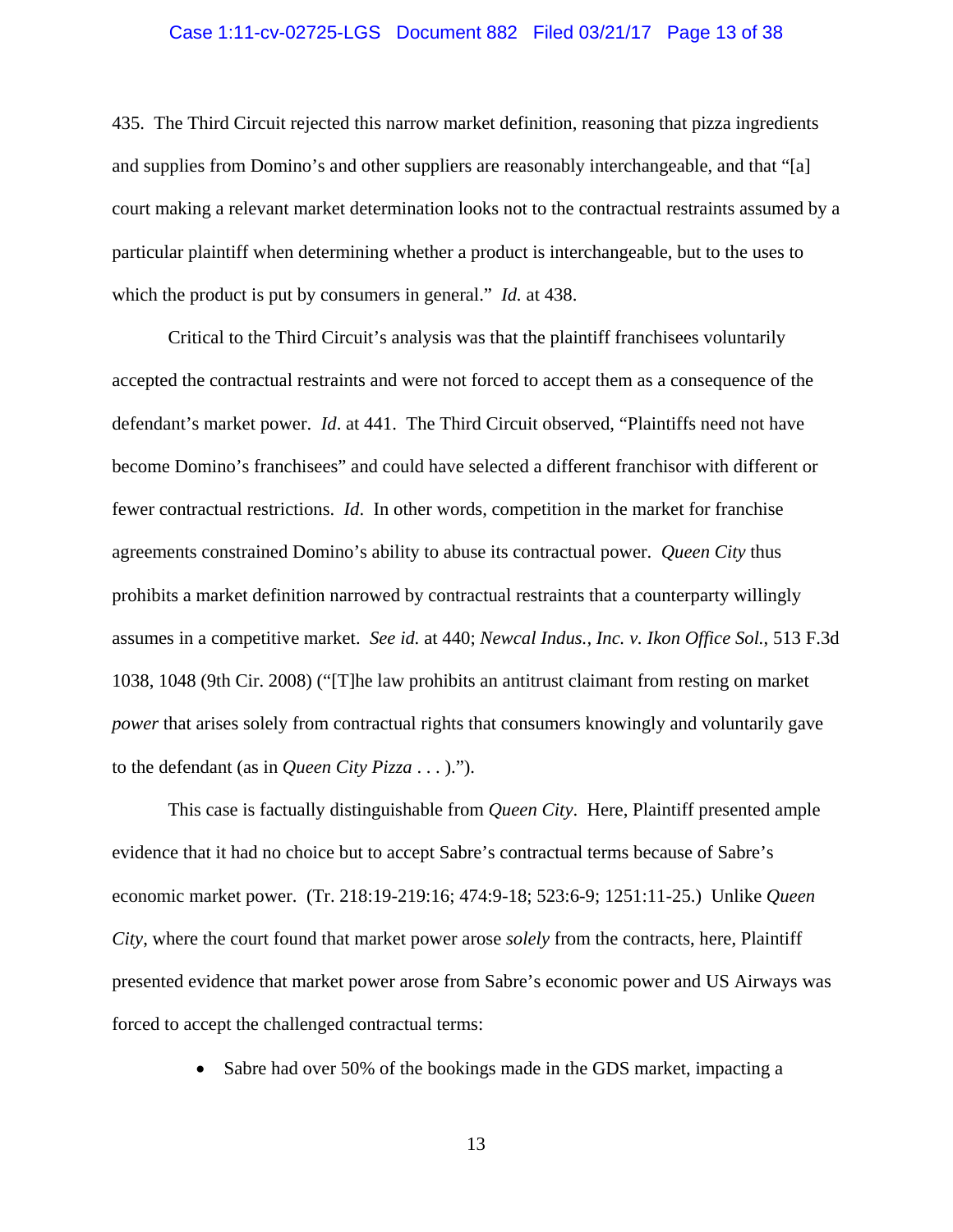435. The Third Circuit rejected this narrow market definition, reasoning that pizza ingredients and supplies from Domino's and other suppliers are reasonably interchangeable, and that "[a] court making a relevant market determination looks not to the contractual restraints assumed by a particular plaintiff when determining whether a product is interchangeable, but to the uses to which the product is put by consumers in general." *Id.* at 438.

Critical to the Third Circuit's analysis was that the plaintiff franchisees voluntarily accepted the contractual restraints and were not forced to accept them as a consequence of the defendant's market power. *Id*. at 441. The Third Circuit observed, "Plaintiffs need not have become Domino's franchisees" and could have selected a different franchisor with different or fewer contractual restrictions. *Id*. In other words, competition in the market for franchise agreements constrained Domino's ability to abuse its contractual power. *Queen City* thus prohibits a market definition narrowed by contractual restraints that a counterparty willingly assumes in a competitive market. *See id.* at 440; *Newcal Indus., Inc. v. Ikon Office Sol.*, 513 F.3d 1038, 1048 (9th Cir. 2008) ("[T]he law prohibits an antitrust claimant from resting on market *power* that arises solely from contractual rights that consumers knowingly and voluntarily gave to the defendant (as in *Queen City Pizza* . . . ).").

This case is factually distinguishable from *Queen City*. Here, Plaintiff presented ample evidence that it had no choice but to accept Sabre's contractual terms because of Sabre's economic market power. (Tr. 218:19-219:16; 474:9-18; 523:6-9; 1251:11-25.) Unlike *Queen City*, where the court found that market power arose *solely* from the contracts, here, Plaintiff presented evidence that market power arose from Sabre's economic power and US Airways was forced to accept the challenged contractual terms:

- Sabre had over 50% of the bookings made in the GDS market, impacting a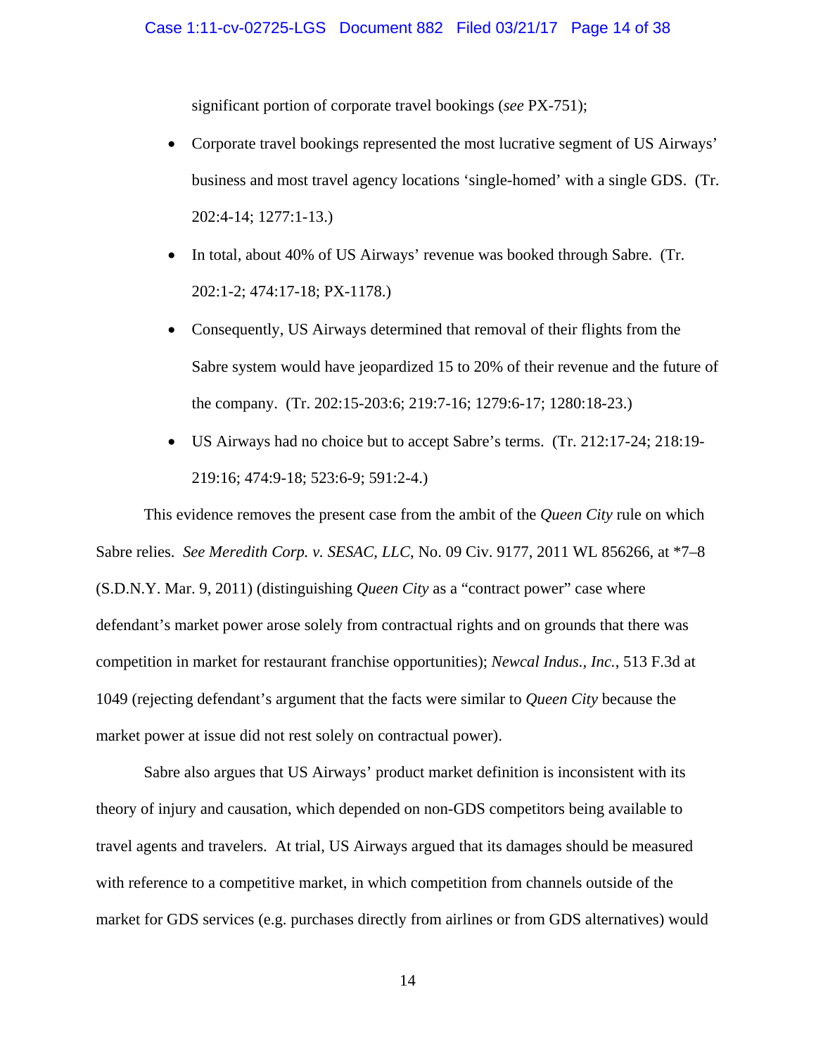significant portion of corporate travel bookings (*see* PX-751);

- Corporate travel bookings represented the most lucrative segment of US Airways' business and most travel agency locations 'single-homed' with a single GDS. (Tr. 202:4-14; 1277:1-13.)
- In total, about 40% of US Airways' revenue was booked through Sabre. (Tr. 202:1-2; 474:17-18; PX-1178.)
- Consequently, US Airways determined that removal of their flights from the Sabre system would have jeopardized 15 to 20% of their revenue and the future of the company. (Tr. 202:15-203:6; 219:7-16; 1279:6-17; 1280:18-23.)
- US Airways had no choice but to accept Sabre's terms. (Tr. 212:17-24; 218:19-219:16; 474:9-18; 523:6-9; 591:2-4.)

This evidence removes the present case from the ambit of the *Queen City* rule on which Sabre relies. *See Meredith Corp. v. SESAC, LLC*, No. 09 Civ. 9177, 2011 WL 856266, at *7–8 (S.D.N.Y. Mar. 9, 2011) (distinguishing *Queen City* as a "contract power" case where defendant's market power arose solely from contractual rights and on grounds that there was competition in market for restaurant franchise opportunities); *Newcal Indus., Inc.*, 513 F.3d at 1049 (rejecting defendant's argument that the facts were similar to *Queen City* because the market power at issue did not rest solely on contractual power).

Sabre also argues that US Airways' product market definition is inconsistent with its theory of injury and causation, which depended on non-GDS competitors being available to travel agents and travelers. At trial, US Airways argued that its damages should be measured with reference to a competitive market, in which competition from channels outside of the market for GDS services (e.g. purchases directly from airlines or from GDS alternatives) would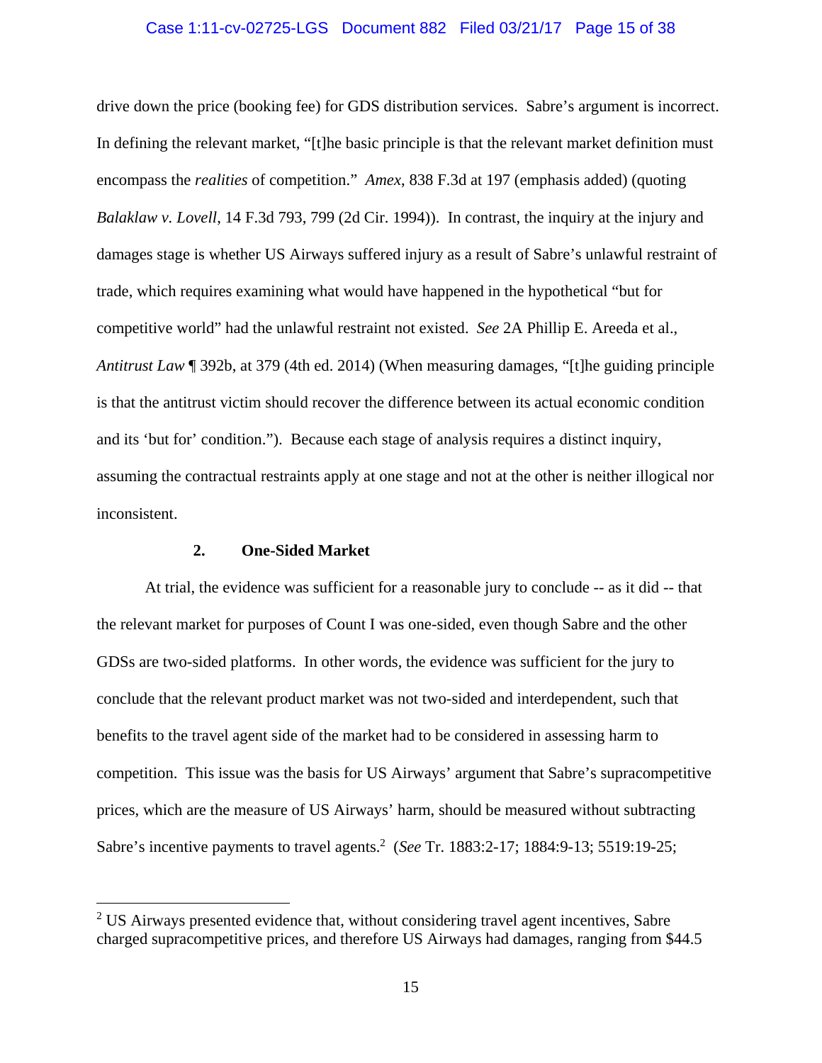drive down the price (booking fee) for GDS distribution services. Sabre's argument is incorrect. In defining the relevant market, "[t]he basic principle is that the relevant market definition must encompass the *realities* of competition." *Amex*, 838 F.3d at 197 (emphasis added) (quoting *Balaklaw v. Lovell*, 14 F.3d 793, 799 (2d Cir. 1994)). In contrast, the inquiry at the injury and damages stage is whether US Airways suffered injury as a result of Sabre's unlawful restraint of trade, which requires examining what would have happened in the hypothetical "but for competitive world" had the unlawful restraint not existed. *See* 2A Phillip E. Areeda et al., *Antitrust Law* ¶ 392b, at 379 (4th ed. 2014) (When measuring damages, "[t]he guiding principle is that the antitrust victim should recover the difference between its actual economic condition and its 'but for' condition."). Because each stage of analysis requires a distinct inquiry, assuming the contractual restraints apply at one stage and not at the other is neither illogical nor inconsistent.

### 2. One-Sided Market

At trial, the evidence was sufficient for a reasonable jury to conclude -- as it did -- that the relevant market for purposes of Count I was one-sided, even though Sabre and the other GDSs are two-sided platforms. In other words, the evidence was sufficient for the jury to conclude that the relevant product market was not two-sided and interdependent, such that benefits to the travel agent side of the market had to be considered in assessing harm to competition. This issue was the basis for US Airways' argument that Sabre's supracompetitive prices, which are the measure of US Airways' harm, should be measured without subtracting Sabre's incentive payments to travel agents.[2] (*See* Tr. 1883:2-17; 1884:9-13; 5519:19-25;

---

[2] US Airways presented evidence that, without considering travel agent incentives, Sabre charged supracompetitive prices, and therefore US Airways had damages, ranging from $44.5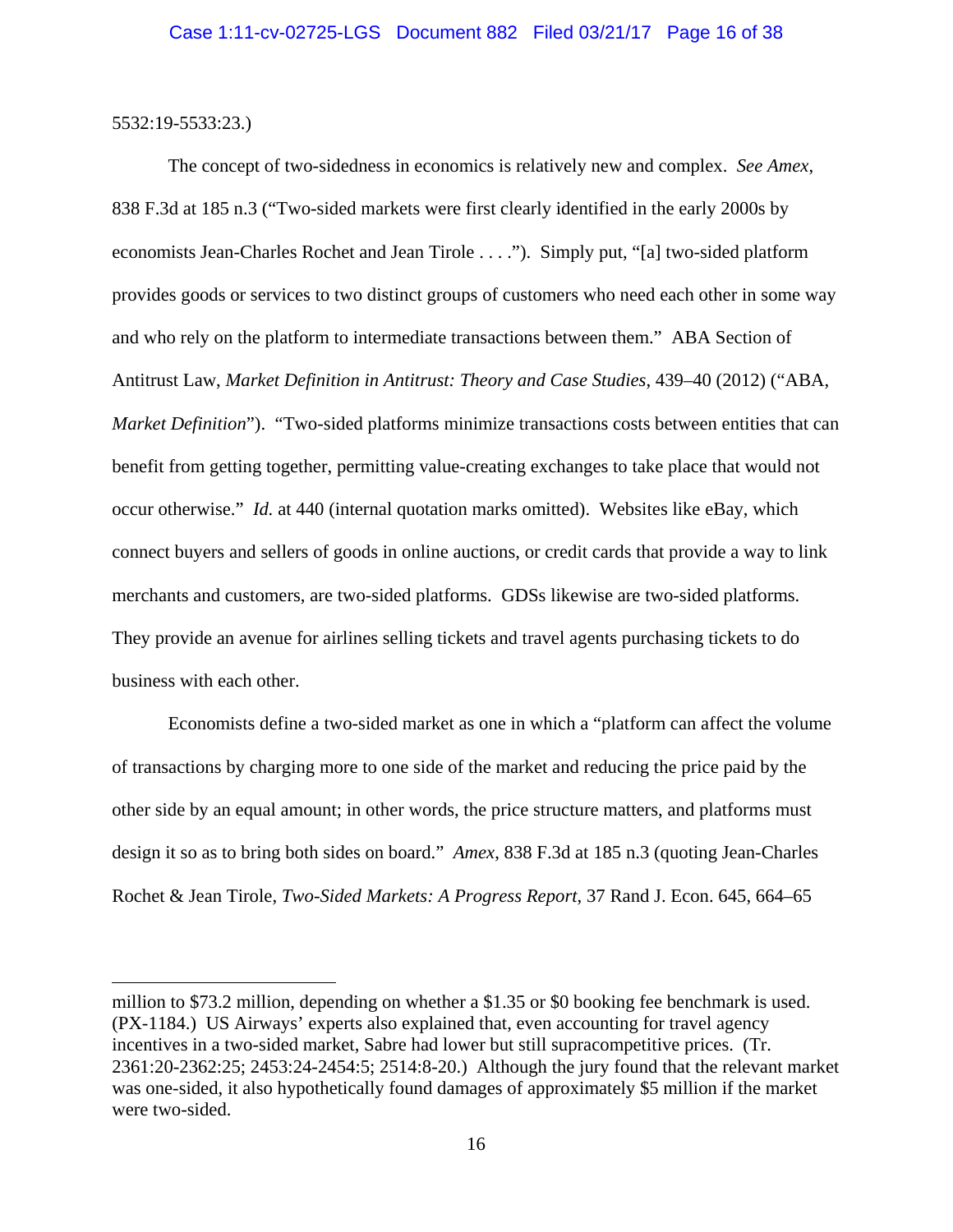5532:19-5533:23.)

The concept of two-sidedness in economics is relatively new and complex. *See Amex*, 838 F.3d at 185 n.3 ("Two-sided markets were first clearly identified in the early 2000s by economists Jean-Charles Rochet and Jean Tirole . . . ."). Simply put, "[a] two-sided platform provides goods or services to two distinct groups of customers who need each other in some way and who rely on the platform to intermediate transactions between them." ABA Section of Antitrust Law, *Market Definition in Antitrust: Theory and Case Studies*, 439–40 (2012) ("ABA, *Market Definition*"). "Two-sided platforms minimize transactions costs between entities that can benefit from getting together, permitting value-creating exchanges to take place that would not occur otherwise." *Id.* at 440 (internal quotation marks omitted). Websites like eBay, which connect buyers and sellers of goods in online auctions, or credit cards that provide a way to link merchants and customers, are two-sided platforms. GDSs likewise are two-sided platforms. They provide an avenue for airlines selling tickets and travel agents purchasing tickets to do business with each other.

Economists define a two-sided market as one in which a "platform can affect the volume of transactions by charging more to one side of the market and reducing the price paid by the other side by an equal amount; in other words, the price structure matters, and platforms must design it so as to bring both sides on board." *Amex*, 838 F.3d at 185 n.3 (quoting Jean-Charles Rochet & Jean Tirole, *Two-Sided Markets: A Progress Report*, 37 Rand J. Econ. 645, 664–65

---

million to $73.2 million, depending on whether a $1.35 or $0 booking fee benchmark is used. (PX-1184.) US Airways' experts also explained that, even accounting for travel agency incentives in a two-sided market, Sabre had lower but still supracompetitive prices. (Tr. 2361:20-2362:25; 2453:24-2454:5; 2514:8-20.) Although the jury found that the relevant market was one-sided, it also hypothetically found damages of approximately $5 million if the market were two-sided.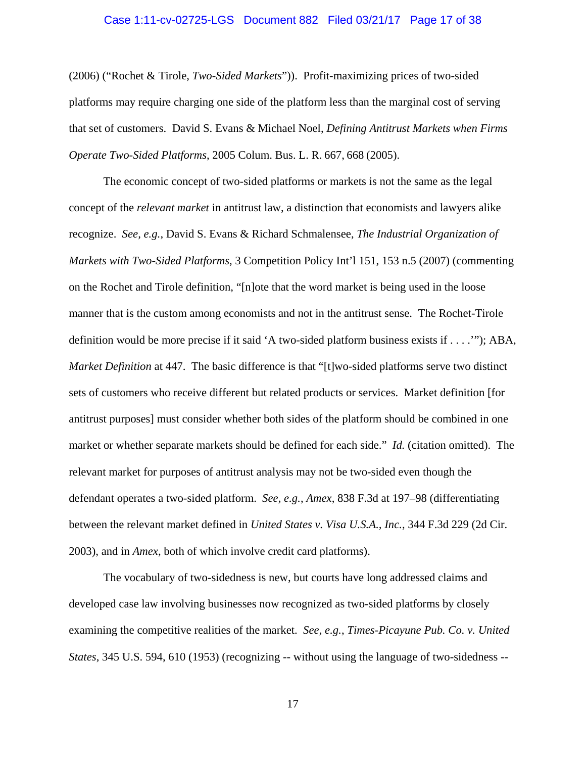(2006) ("Rochet & Tirole, *Two-Sided Markets*")). Profit-maximizing prices of two-sided platforms may require charging one side of the platform less than the marginal cost of serving that set of customers. David S. Evans & Michael Noel, *Defining Antitrust Markets when Firms Operate Two-Sided Platforms*, 2005 Colum. Bus. L. R. 667, 668 (2005).

The economic concept of two-sided platforms or markets is not the same as the legal concept of the *relevant market* in antitrust law, a distinction that economists and lawyers alike recognize. *See, e.g.*, David S. Evans & Richard Schmalensee, *The Industrial Organization of Markets with Two-Sided Platforms*, 3 Competition Policy Int'l 151, 153 n.5 (2007) (commenting on the Rochet and Tirole definition, "[n]ote that the word market is being used in the loose manner that is the custom among economists and not in the antitrust sense. The Rochet-Tirole definition would be more precise if it said 'A two-sided platform business exists if . . . .'"); ABA, *Market Definition* at 447. The basic difference is that "[t]wo-sided platforms serve two distinct sets of customers who receive different but related products or services. Market definition [for antitrust purposes] must consider whether both sides of the platform should be combined in one market or whether separate markets should be defined for each side." *Id.* (citation omitted). The relevant market for purposes of antitrust analysis may not be two-sided even though the defendant operates a two-sided platform. *See, e.g.*, *Amex*, 838 F.3d at 197–98 (differentiating between the relevant market defined in *United States v. Visa U.S.A., Inc.*, 344 F.3d 229 (2d Cir. 2003), and in *Amex*, both of which involve credit card platforms).

The vocabulary of two-sidedness is new, but courts have long addressed claims and developed case law involving businesses now recognized as two-sided platforms by closely examining the competitive realities of the market. *See, e.g.*, *Times-Picayune Pub. Co. v. United States*, 345 U.S. 594, 610 (1953) (recognizing -- without using the language of two-sidedness --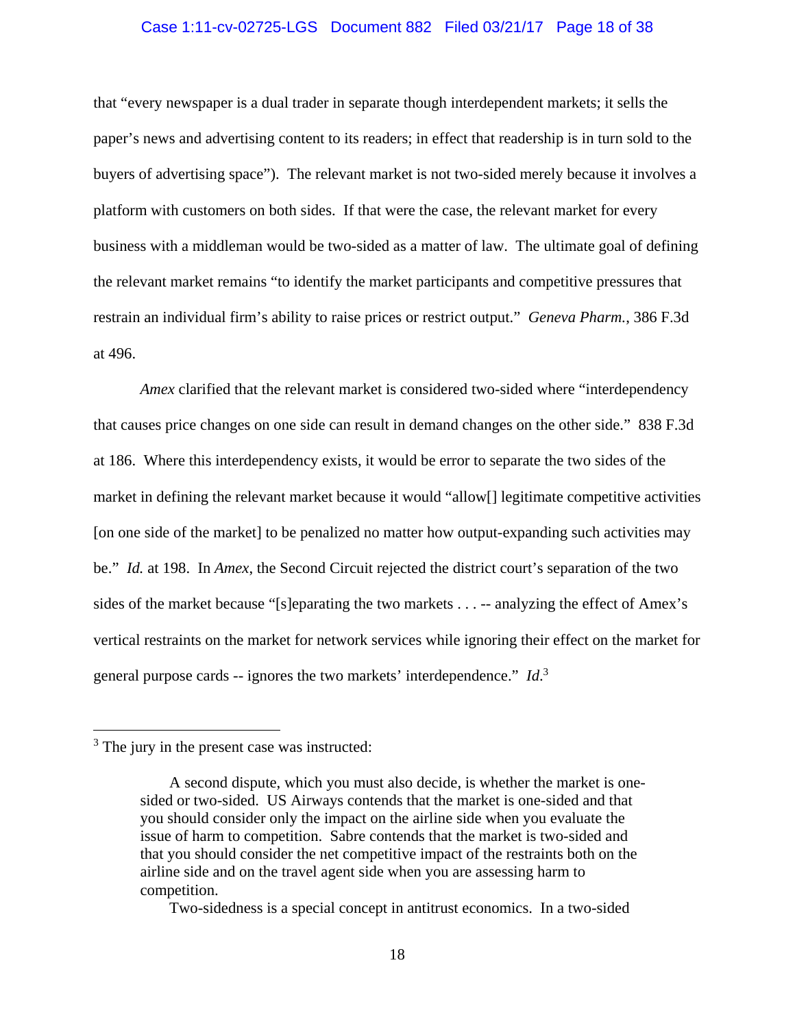that "every newspaper is a dual trader in separate though interdependent markets; it sells the paper's news and advertising content to its readers; in effect that readership is in turn sold to the buyers of advertising space"). The relevant market is not two-sided merely because it involves a platform with customers on both sides. If that were the case, the relevant market for every business with a middleman would be two-sided as a matter of law. The ultimate goal of defining the relevant market remains "to identify the market participants and competitive pressures that restrain an individual firm's ability to raise prices or restrict output." *Geneva Pharm.*, 386 F.3d at 496.

*Amex* clarified that the relevant market is considered two-sided where "interdependency that causes price changes on one side can result in demand changes on the other side." 838 F.3d at 186. Where this interdependency exists, it would be error to separate the two sides of the market in defining the relevant market because it would "allow[] legitimate competitive activities [on one side of the market] to be penalized no matter how output-expanding such activities may be." *Id.* at 198. In *Amex*, the Second Circuit rejected the district court's separation of the two sides of the market because "[s]eparating the two markets . . . -- analyzing the effect of Amex's vertical restraints on the market for network services while ignoring their effect on the market for general purpose cards -- ignores the two markets' interdependence." *Id.*[3]

---

[3] The jury in the present case was instructed:

> A second dispute, which you must also decide, is whether the market is one-sided or two-sided. US Airways contends that the market is one-sided and that you should consider only the impact on the airline side when you evaluate the issue of harm to competition. Sabre contends that the market is two-sided and that you should consider the net competitive impact of the restraints both on the airline side and on the travel agent side when you are assessing harm to competition.
>
> Two-sidedness is a special concept in antitrust economics. In a two-sided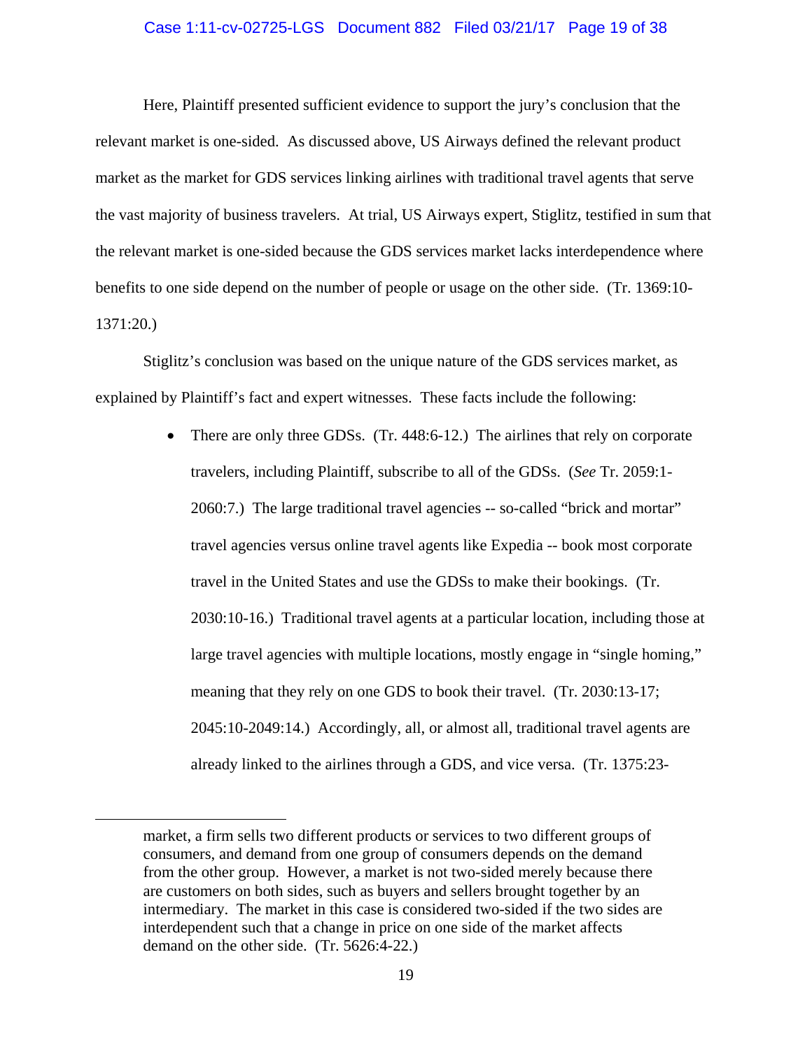Here, Plaintiff presented sufficient evidence to support the jury's conclusion that the relevant market is one-sided. As discussed above, US Airways defined the relevant product market as the market for GDS services linking airlines with traditional travel agents that serve the vast majority of business travelers. At trial, US Airways expert, Stiglitz, testified in sum that the relevant market is one-sided because the GDS services market lacks interdependence where benefits to one side depend on the number of people or usage on the other side. (Tr. 1369:10-1371:20.)

Stiglitz's conclusion was based on the unique nature of the GDS services market, as explained by Plaintiff's fact and expert witnesses. These facts include the following:

- There are only three GDSs. (Tr. 448:6-12.) The airlines that rely on corporate travelers, including Plaintiff, subscribe to all of the GDSs. (*See* Tr. 2059:1-2060:7.) The large traditional travel agencies -- so-called "brick and mortar" travel agencies versus online travel agents like Expedia -- book most corporate travel in the United States and use the GDSs to make their bookings. (Tr. 2030:10-16.) Traditional travel agents at a particular location, including those at large travel agencies with multiple locations, mostly engage in "single homing," meaning that they rely on one GDS to book their travel. (Tr. 2030:13-17; 2045:10-2049:14.) Accordingly, all, or almost all, traditional travel agents are already linked to the airlines through a GDS, and vice versa. (Tr. 1375:23-

---

market, a firm sells two different products or services to two different groups of consumers, and demand from one group of consumers depends on the demand from the other group. However, a market is not two-sided merely because there are customers on both sides, such as buyers and sellers brought together by an intermediary. The market in this case is considered two-sided if the two sides are interdependent such that a change in price on one side of the market affects demand on the other side. (Tr. 5626:4-22.)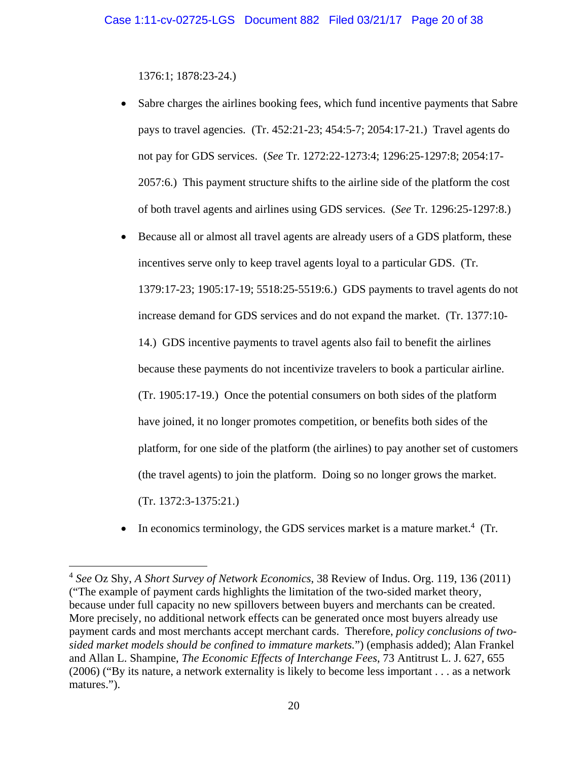1376:1; 1878:23-24.)

- Sabre charges the airlines booking fees, which fund incentive payments that Sabre pays to travel agencies. (Tr. 452:21-23; 454:5-7; 2054:17-21.) Travel agents do not pay for GDS services. (*See* Tr. 1272:22-1273:4; 1296:25-1297:8; 2054:17-2057:6.) This payment structure shifts to the airline side of the platform the cost of both travel agents and airlines using GDS services. (*See* Tr. 1296:25-1297:8.)

- Because all or almost all travel agents are already users of a GDS platform, these incentives serve only to keep travel agents loyal to a particular GDS. (Tr. 1379:17-23; 1905:17-19; 5518:25-5519:6.) GDS payments to travel agents do not increase demand for GDS services and do not expand the market. (Tr. 1377:10-14.) GDS incentive payments to travel agents also fail to benefit the airlines because these payments do not incentivize travelers to book a particular airline. (Tr. 1905:17-19.) Once the potential consumers on both sides of the platform have joined, it no longer promotes competition, or benefits both sides of the platform, for one side of the platform (the airlines) to pay another set of customers (the travel agents) to join the platform. Doing so no longer grows the market. (Tr. 1372:3-1375:21.)

- In economics terminology, the GDS services market is a mature market.[4] (Tr.

---

[4] *See* Oz Shy, *A Short Survey of Network Economics*, 38 Review of Indus. Org. 119, 136 (2011) ("The example of payment cards highlights the limitation of the two-sided market theory, because under full capacity no new spillovers between buyers and merchants can be created. More precisely, no additional network effects can be generated once most buyers already use payment cards and most merchants accept merchant cards. Therefore, *policy conclusions of two-sided market models should be confined to immature markets.*") (emphasis added); Alan Frankel and Allan L. Shampine, *The Economic Effects of Interchange Fees*, 73 Antitrust L. J. 627, 655 (2006) ("By its nature, a network externality is likely to become less important . . . as a network matures.").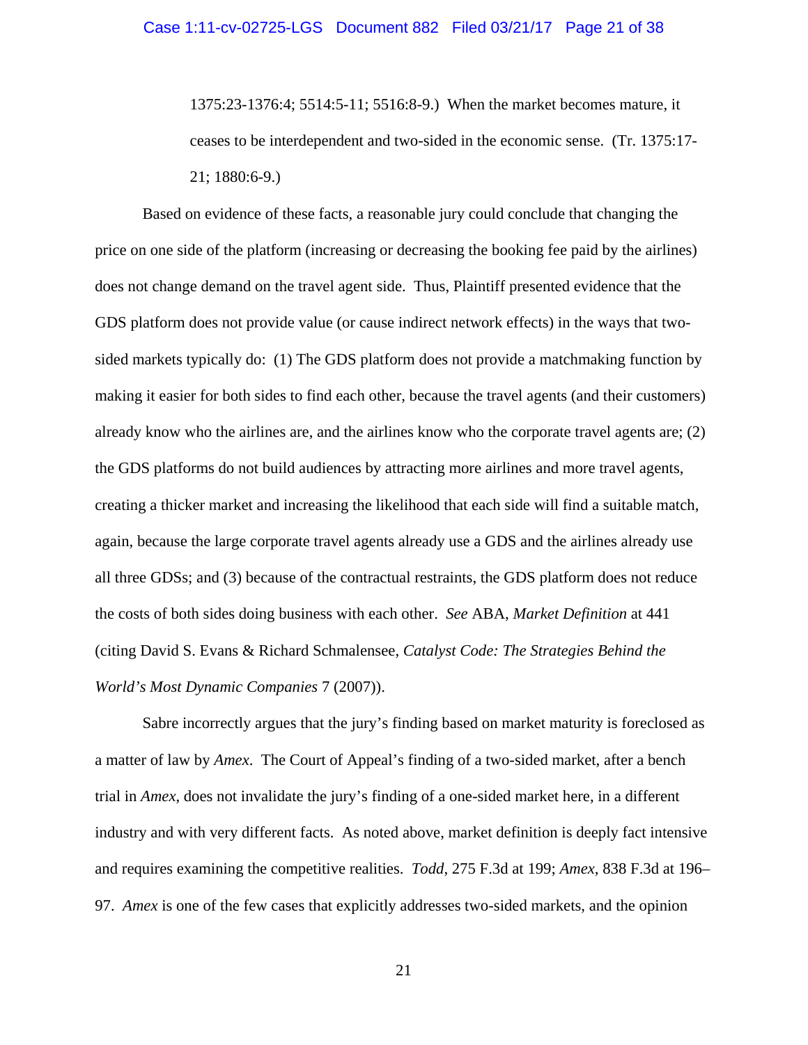> 1375:23-1376:4; 5514:5-11; 5516:8-9.) When the market becomes mature, it ceases to be interdependent and two-sided in the economic sense. (Tr. 1375:17-21; 1880:6-9.)

Based on evidence of these facts, a reasonable jury could conclude that changing the price on one side of the platform (increasing or decreasing the booking fee paid by the airlines) does not change demand on the travel agent side. Thus, Plaintiff presented evidence that the GDS platform does not provide value (or cause indirect network effects) in the ways that two-sided markets typically do: (1) The GDS platform does not provide a matchmaking function by making it easier for both sides to find each other, because the travel agents (and their customers) already know who the airlines are, and the airlines know who the corporate travel agents are; (2) the GDS platforms do not build audiences by attracting more airlines and more travel agents, creating a thicker market and increasing the likelihood that each side will find a suitable match, again, because the large corporate travel agents already use a GDS and the airlines already use all three GDSs; and (3) because of the contractual restraints, the GDS platform does not reduce the costs of both sides doing business with each other. *See* ABA, *Market Definition* at 441 (citing David S. Evans & Richard Schmalensee, *Catalyst Code: The Strategies Behind the World's Most Dynamic Companies* 7 (2007)).

Sabre incorrectly argues that the jury's finding based on market maturity is foreclosed as a matter of law by *Amex*. The Court of Appeal's finding of a two-sided market, after a bench trial in *Amex*, does not invalidate the jury's finding of a one-sided market here, in a different industry and with very different facts. As noted above, market definition is deeply fact intensive and requires examining the competitive realities. *Todd*, 275 F.3d at 199; *Amex*, 838 F.3d at 196–97. *Amex* is one of the few cases that explicitly addresses two-sided markets, and the opinion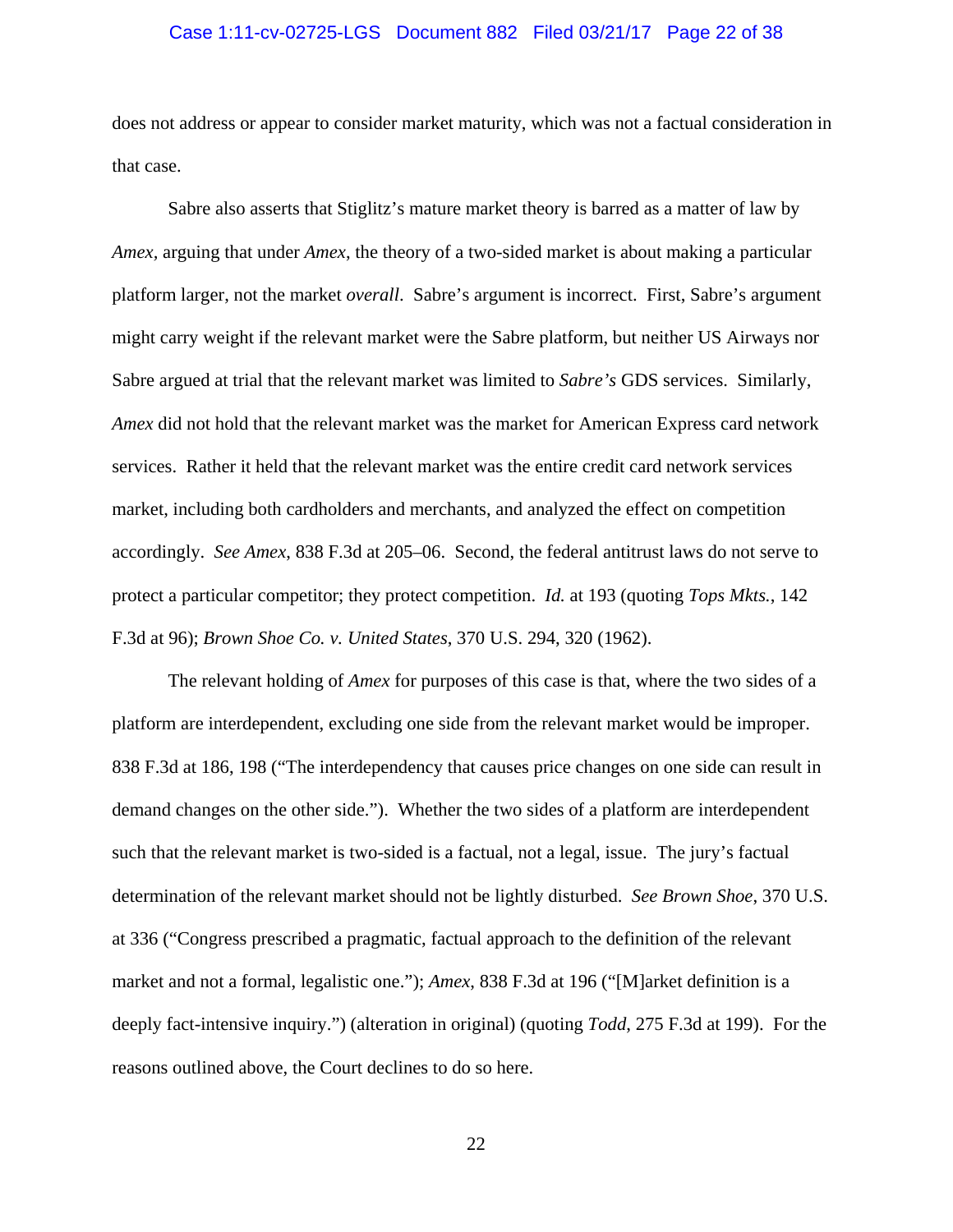does not address or appear to consider market maturity, which was not a factual consideration in that case.

Sabre also asserts that Stiglitz's mature market theory is barred as a matter of law by *Amex,* arguing that under *Amex*, the theory of a two-sided market is about making a particular platform larger, not the market *overall*. Sabre's argument is incorrect. First, Sabre's argument might carry weight if the relevant market were the Sabre platform, but neither US Airways nor Sabre argued at trial that the relevant market was limited to *Sabre's* GDS services. Similarly, *Amex* did not hold that the relevant market was the market for American Express card network services. Rather it held that the relevant market was the entire credit card network services market, including both cardholders and merchants, and analyzed the effect on competition accordingly. *See Amex*, 838 F.3d at 205–06. Second, the federal antitrust laws do not serve to protect a particular competitor; they protect competition. *Id.* at 193 (quoting *Tops Mkts.*, 142 F.3d at 96); *Brown Shoe Co. v. United States*, 370 U.S. 294, 320 (1962).

The relevant holding of *Amex* for purposes of this case is that, where the two sides of a platform are interdependent, excluding one side from the relevant market would be improper. 838 F.3d at 186, 198 ("The interdependency that causes price changes on one side can result in demand changes on the other side."). Whether the two sides of a platform are interdependent such that the relevant market is two-sided is a factual, not a legal, issue. The jury's factual determination of the relevant market should not be lightly disturbed. *See Brown Shoe*, 370 U.S. at 336 ("Congress prescribed a pragmatic, factual approach to the definition of the relevant market and not a formal, legalistic one."); *Amex*, 838 F.3d at 196 ("[M]arket definition is a deeply fact-intensive inquiry.") (alteration in original) (quoting *Todd*, 275 F.3d at 199). For the reasons outlined above, the Court declines to do so here.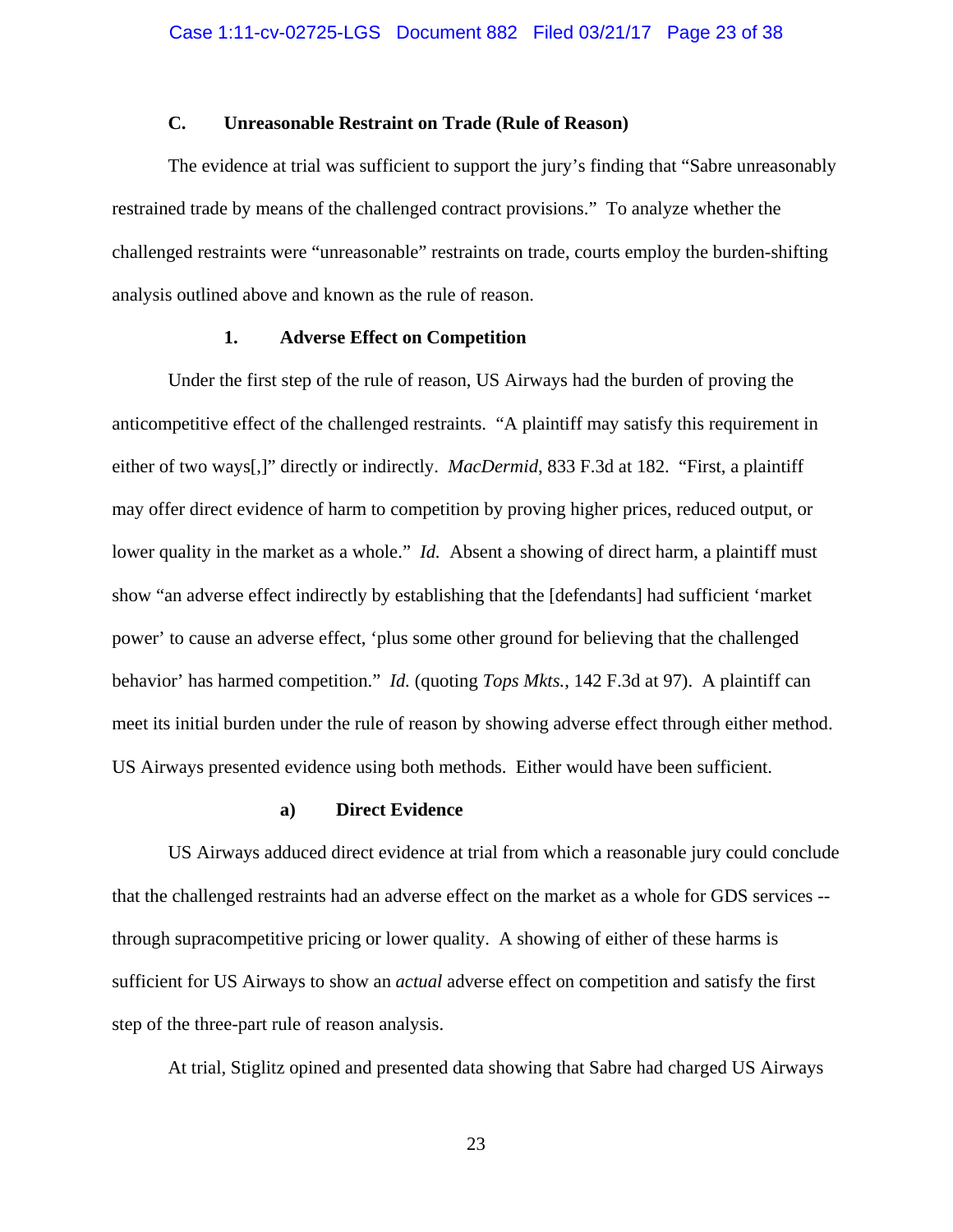### C. Unreasonable Restraint on Trade (Rule of Reason)

The evidence at trial was sufficient to support the jury's finding that "Sabre unreasonably restrained trade by means of the challenged contract provisions." To analyze whether the challenged restraints were "unreasonable" restraints on trade, courts employ the burden-shifting analysis outlined above and known as the rule of reason.

#### 1. Adverse Effect on Competition

Under the first step of the rule of reason, US Airways had the burden of proving the anticompetitive effect of the challenged restraints. "A plaintiff may satisfy this requirement in either of two ways[,]" directly or indirectly. *MacDermid*, 833 F.3d at 182. "First, a plaintiff may offer direct evidence of harm to competition by proving higher prices, reduced output, or lower quality in the market as a whole." *Id.* Absent a showing of direct harm, a plaintiff must show "an adverse effect indirectly by establishing that the [defendants] had sufficient 'market power' to cause an adverse effect, 'plus some other ground for believing that the challenged behavior' has harmed competition." *Id.* (quoting *Tops Mkts.*, 142 F.3d at 97). A plaintiff can meet its initial burden under the rule of reason by showing adverse effect through either method. US Airways presented evidence using both methods. Either would have been sufficient.

##### a) Direct Evidence

US Airways adduced direct evidence at trial from which a reasonable jury could conclude that the challenged restraints had an adverse effect on the market as a whole for GDS services -- through supracompetitive pricing or lower quality. A showing of either of these harms is sufficient for US Airways to show an *actual* adverse effect on competition and satisfy the first step of the three-part rule of reason analysis.

At trial, Stiglitz opined and presented data showing that Sabre had charged US Airways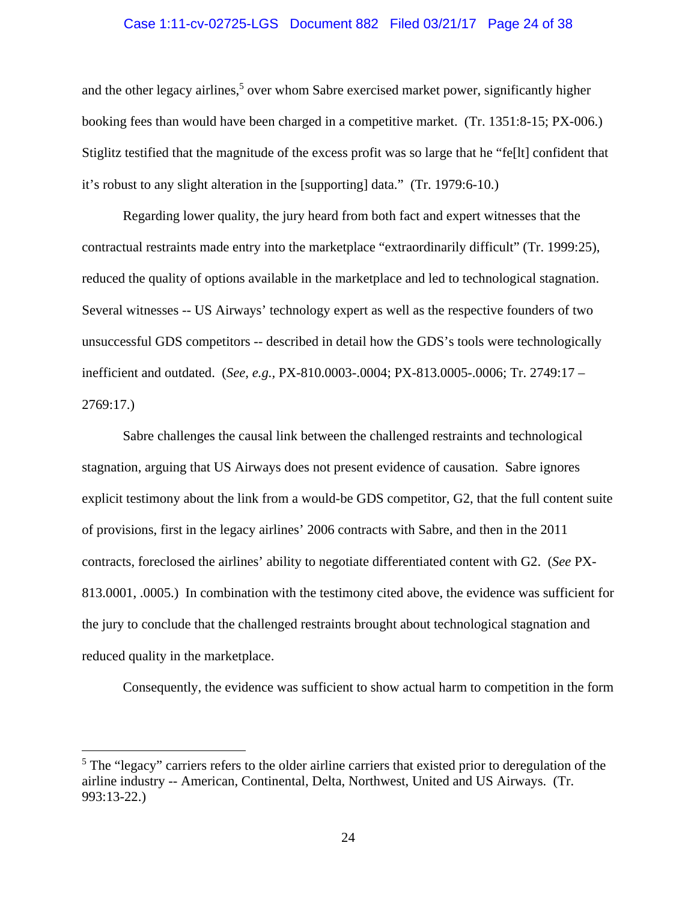and the other legacy airlines,[5] over whom Sabre exercised market power, significantly higher booking fees than would have been charged in a competitive market. (Tr. 1351:8-15; PX-006.) Stiglitz testified that the magnitude of the excess profit was so large that he "fe[lt] confident that it's robust to any slight alteration in the [supporting] data." (Tr. 1979:6-10.)

Regarding lower quality, the jury heard from both fact and expert witnesses that the contractual restraints made entry into the marketplace "extraordinarily difficult" (Tr. 1999:25), reduced the quality of options available in the marketplace and led to technological stagnation. Several witnesses -- US Airways' technology expert as well as the respective founders of two unsuccessful GDS competitors -- described in detail how the GDS's tools were technologically inefficient and outdated. (*See, e.g.,* PX-810.0003-.0004; PX-813.0005-.0006; Tr. 2749:17 – 2769:17.)

Sabre challenges the causal link between the challenged restraints and technological stagnation, arguing that US Airways does not present evidence of causation. Sabre ignores explicit testimony about the link from a would-be GDS competitor, G2, that the full content suite of provisions, first in the legacy airlines' 2006 contracts with Sabre, and then in the 2011 contracts, foreclosed the airlines' ability to negotiate differentiated content with G2. (*See* PX-813.0001, .0005.) In combination with the testimony cited above, the evidence was sufficient for the jury to conclude that the challenged restraints brought about technological stagnation and reduced quality in the marketplace.

Consequently, the evidence was sufficient to show actual harm to competition in the form

---

[5] The "legacy" carriers refers to the older airline carriers that existed prior to deregulation of the airline industry -- American, Continental, Delta, Northwest, United and US Airways. (Tr. 993:13-22.)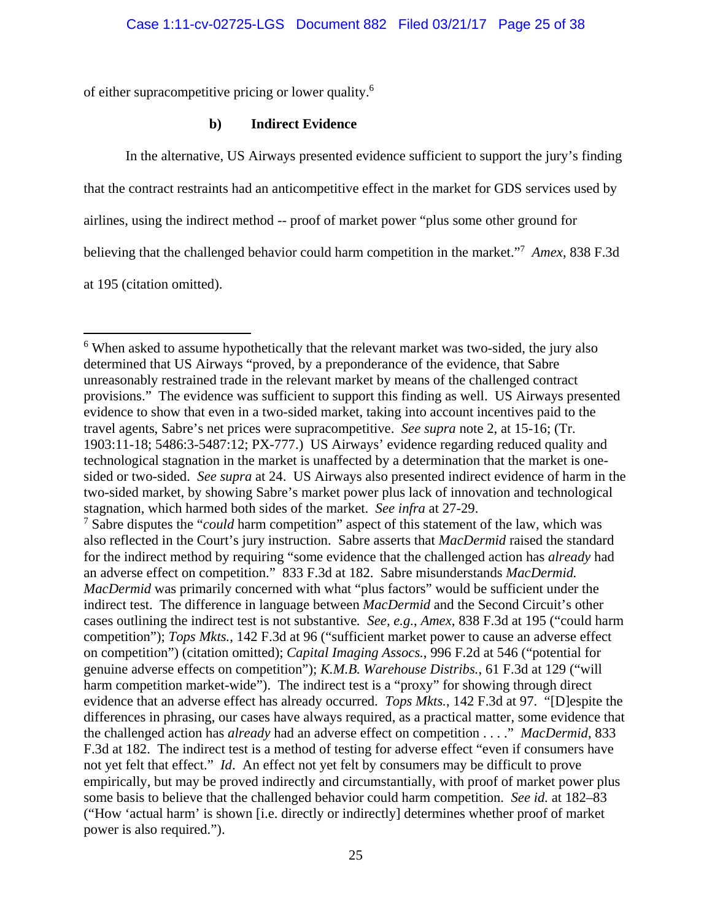of either supracompetitive pricing or lower quality.[6]

### b) Indirect Evidence

In the alternative, US Airways presented evidence sufficient to support the jury's finding that the contract restraints had an anticompetitive effect in the market for GDS services used by airlines, using the indirect method -- proof of market power "plus some other ground for believing that the challenged behavior could harm competition in the market."[7] *Amex*, 838 F.3d at 195 (citation omitted).

---

[6] When asked to assume hypothetically that the relevant market was two-sided, the jury also determined that US Airways "proved, by a preponderance of the evidence, that Sabre unreasonably restrained trade in the relevant market by means of the challenged contract provisions." The evidence was sufficient to support this finding as well. US Airways presented evidence to show that even in a two-sided market, taking into account incentives paid to the travel agents, Sabre's net prices were supracompetitive. *See supra* note 2, at 15-16; (Tr. 1903:11-18; 5486:3-5487:12; PX-777.) US Airways' evidence regarding reduced quality and technological stagnation in the market is unaffected by a determination that the market is one-sided or two-sided. *See supra* at 24. US Airways also presented indirect evidence of harm in the two-sided market, by showing Sabre's market power plus lack of innovation and technological stagnation, which harmed both sides of the market. *See infra* at 27-29.

[7] Sabre disputes the "*could* harm competition" aspect of this statement of the law, which was also reflected in the Court's jury instruction. Sabre asserts that *MacDermid* raised the standard for the indirect method by requiring "some evidence that the challenged action has *already* had an adverse effect on competition." 833 F.3d at 182. Sabre misunderstands *MacDermid*. *MacDermid* was primarily concerned with what "plus factors" would be sufficient under the indirect test. The difference in language between *MacDermid* and the Second Circuit's other cases outlining the indirect test is not substantive. *See, e.g.*, *Amex*, 838 F.3d at 195 ("could harm competition"); *Tops Mkts.*, 142 F.3d at 96 ("sufficient market power to cause an adverse effect on competition") (citation omitted); *Capital Imaging Assocs.*, 996 F.2d at 546 ("potential for genuine adverse effects on competition"); *K.M.B. Warehouse Distribs.*, 61 F.3d at 129 ("will harm competition market-wide"). The indirect test is a "proxy" for showing through direct evidence that an adverse effect has already occurred. *Tops Mkts.*, 142 F.3d at 97. "[D]espite the differences in phrasing, our cases have always required, as a practical matter, some evidence that the challenged action has *already* had an adverse effect on competition . . . ." *MacDermid*, 833 F.3d at 182. The indirect test is a method of testing for adverse effect "even if consumers have not yet felt that effect." *Id*. An effect not yet felt by consumers may be difficult to prove empirically, but may be proved indirectly and circumstantially, with proof of market power plus some basis to believe that the challenged behavior could harm competition. *See id.* at 182–83 ("How 'actual harm' is shown [i.e. directly or indirectly] determines whether proof of market power is also required.").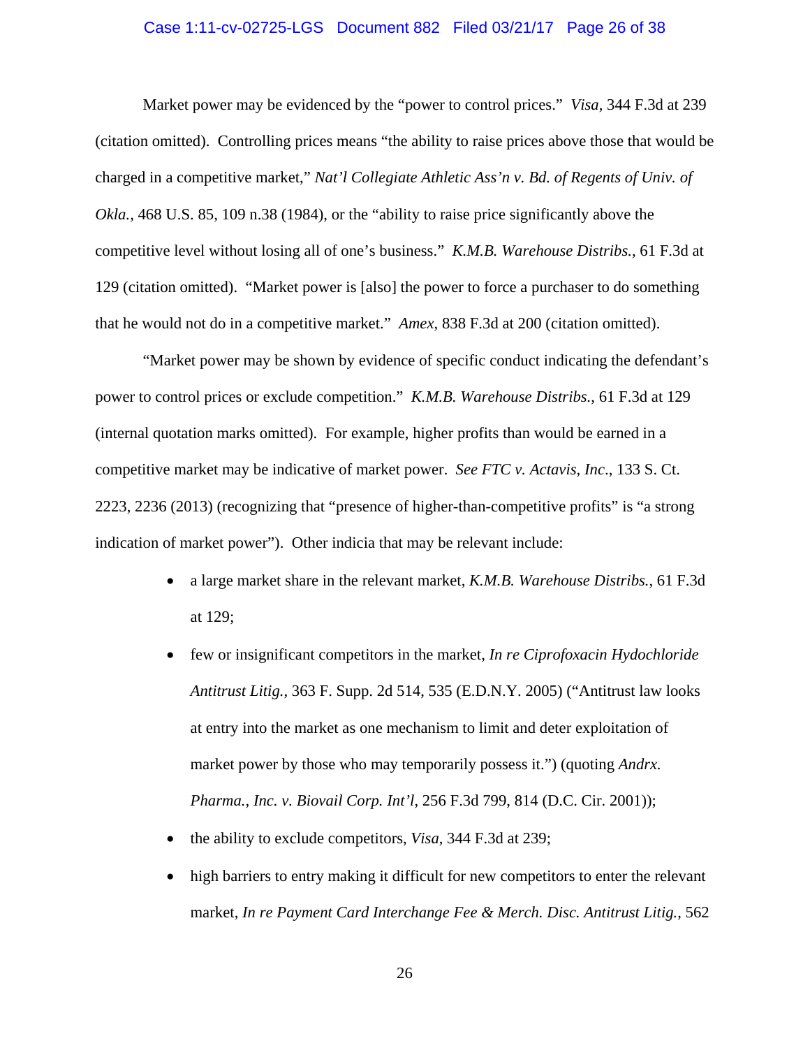Market power may be evidenced by the "power to control prices." *Visa*, 344 F.3d at 239 (citation omitted). Controlling prices means "the ability to raise prices above those that would be charged in a competitive market," *Nat'l Collegiate Athletic Ass'n v. Bd. of Regents of Univ. of Okla.*, 468 U.S. 85, 109 n.38 (1984), or the "ability to raise price significantly above the competitive level without losing all of one's business." *K.M.B. Warehouse Distribs.*, 61 F.3d at 129 (citation omitted). "Market power is [also] the power to force a purchaser to do something that he would not do in a competitive market." *Amex*, 838 F.3d at 200 (citation omitted).

"Market power may be shown by evidence of specific conduct indicating the defendant's power to control prices or exclude competition." *K.M.B. Warehouse Distribs.*, 61 F.3d at 129 (internal quotation marks omitted). For example, higher profits than would be earned in a competitive market may be indicative of market power. *See FTC v. Actavis, Inc*., 133 S. Ct. 2223, 2236 (2013) (recognizing that "presence of higher-than-competitive profits" is "a strong indication of market power"). Other indicia that may be relevant include:

- a large market share in the relevant market, *K.M.B. Warehouse Distribs.*, 61 F.3d at 129;
- few or insignificant competitors in the market, *In re Ciprofoxacin Hydochloride Antitrust Litig.*, 363 F. Supp. 2d 514, 535 (E.D.N.Y. 2005) ("Antitrust law looks at entry into the market as one mechanism to limit and deter exploitation of market power by those who may temporarily possess it.") (quoting *Andrx. Pharma., Inc. v. Biovail Corp. Int'l*, 256 F.3d 799, 814 (D.C. Cir. 2001));
- the ability to exclude competitors, *Visa*, 344 F.3d at 239;
- high barriers to entry making it difficult for new competitors to enter the relevant market, *In re Payment Card Interchange Fee & Merch. Disc. Antitrust Litig.*, 562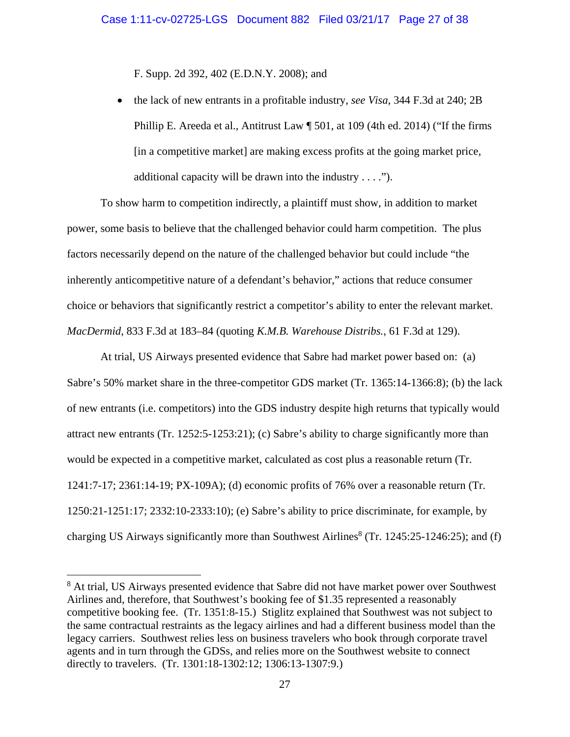F. Supp. 2d 392, 402 (E.D.N.Y. 2008); and

- the lack of new entrants in a profitable industry, *see Visa*, 344 F.3d at 240; 2B Phillip E. Areeda et al., Antitrust Law ¶ 501, at 109 (4th ed. 2014) ("If the firms [in a competitive market] are making excess profits at the going market price, additional capacity will be drawn into the industry . . . .").

To show harm to competition indirectly, a plaintiff must show, in addition to market power, some basis to believe that the challenged behavior could harm competition. The plus factors necessarily depend on the nature of the challenged behavior but could include "the inherently anticompetitive nature of a defendant's behavior," actions that reduce consumer choice or behaviors that significantly restrict a competitor's ability to enter the relevant market. *MacDermid*, 833 F.3d at 183–84 (quoting *K.M.B. Warehouse Distribs.*, 61 F.3d at 129).

At trial, US Airways presented evidence that Sabre had market power based on: (a) Sabre's 50% market share in the three-competitor GDS market (Tr. 1365:14-1366:8); (b) the lack of new entrants (i.e. competitors) into the GDS industry despite high returns that typically would attract new entrants (Tr. 1252:5-1253:21); (c) Sabre's ability to charge significantly more than would be expected in a competitive market, calculated as cost plus a reasonable return (Tr. 1241:7-17; 2361:14-19; PX-109A); (d) economic profits of 76% over a reasonable return (Tr. 1250:21-1251:17; 2332:10-2333:10); (e) Sabre's ability to price discriminate, for example, by charging US Airways significantly more than Southwest Airlines[8] (Tr. 1245:25-1246:25); and (f)

[8] At trial, US Airways presented evidence that Sabre did not have market power over Southwest Airlines and, therefore, that Southwest's booking fee of $1.35 represented a reasonably competitive booking fee. (Tr. 1351:8-15.) Stiglitz explained that Southwest was not subject to the same contractual restraints as the legacy airlines and had a different business model than the legacy carriers. Southwest relies less on business travelers who book through corporate travel agents and in turn through the GDSs, and relies more on the Southwest website to connect directly to travelers. (Tr. 1301:18-1302:12; 1306:13-1307:9.)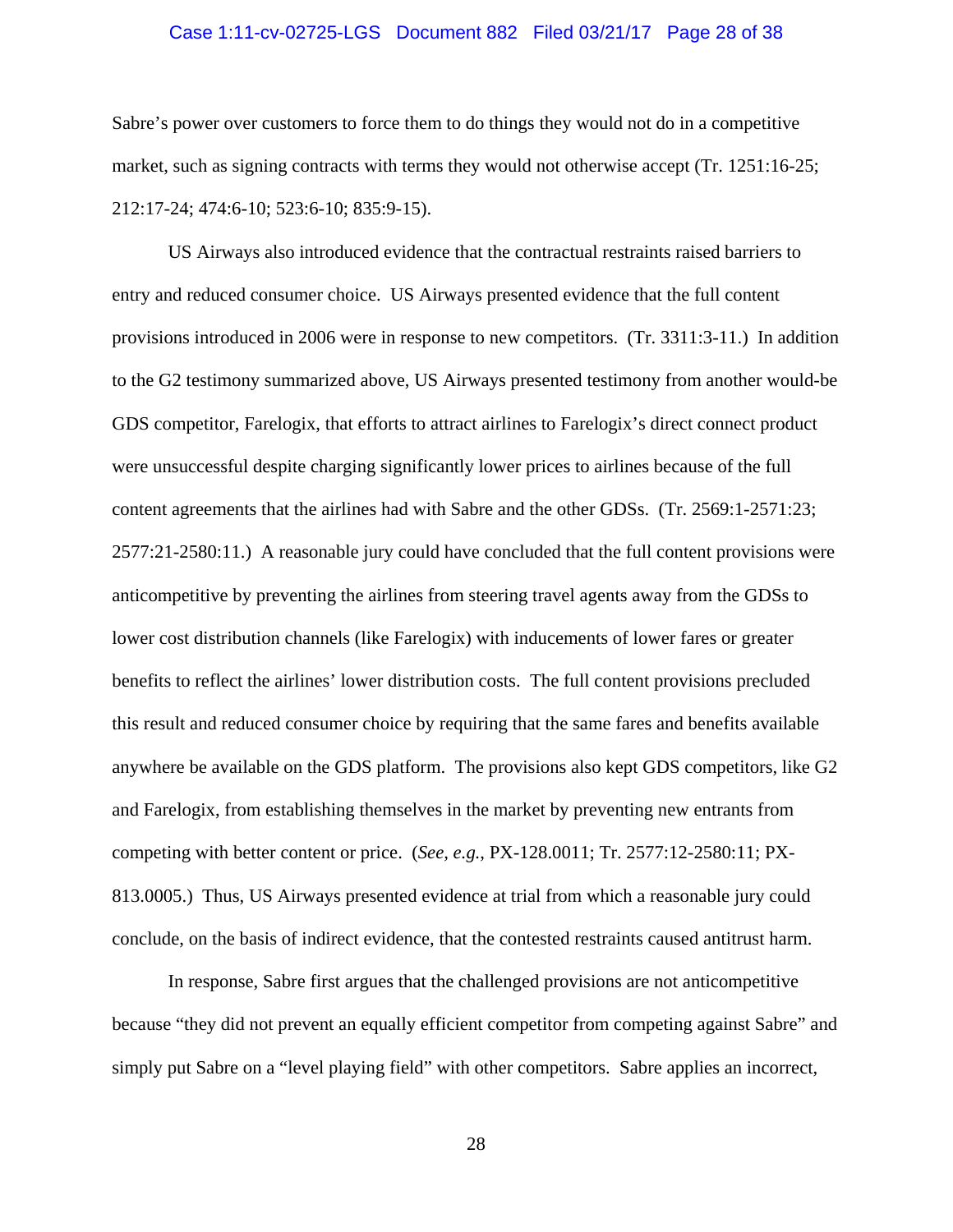Sabre's power over customers to force them to do things they would not do in a competitive market, such as signing contracts with terms they would not otherwise accept (Tr. 1251:16-25; 212:17-24; 474:6-10; 523:6-10; 835:9-15).

US Airways also introduced evidence that the contractual restraints raised barriers to entry and reduced consumer choice. US Airways presented evidence that the full content provisions introduced in 2006 were in response to new competitors. (Tr. 3311:3-11.) In addition to the G2 testimony summarized above, US Airways presented testimony from another would-be GDS competitor, Farelogix, that efforts to attract airlines to Farelogix's direct connect product were unsuccessful despite charging significantly lower prices to airlines because of the full content agreements that the airlines had with Sabre and the other GDSs. (Tr. 2569:1-2571:23; 2577:21-2580:11.) A reasonable jury could have concluded that the full content provisions were anticompetitive by preventing the airlines from steering travel agents away from the GDSs to lower cost distribution channels (like Farelogix) with inducements of lower fares or greater benefits to reflect the airlines' lower distribution costs. The full content provisions precluded this result and reduced consumer choice by requiring that the same fares and benefits available anywhere be available on the GDS platform. The provisions also kept GDS competitors, like G2 and Farelogix, from establishing themselves in the market by preventing new entrants from competing with better content or price. (*See, e.g.*, PX-128.0011; Tr. 2577:12-2580:11; PX-813.0005.) Thus, US Airways presented evidence at trial from which a reasonable jury could conclude, on the basis of indirect evidence, that the contested restraints caused antitrust harm.

In response, Sabre first argues that the challenged provisions are not anticompetitive because "they did not prevent an equally efficient competitor from competing against Sabre" and simply put Sabre on a "level playing field" with other competitors. Sabre applies an incorrect,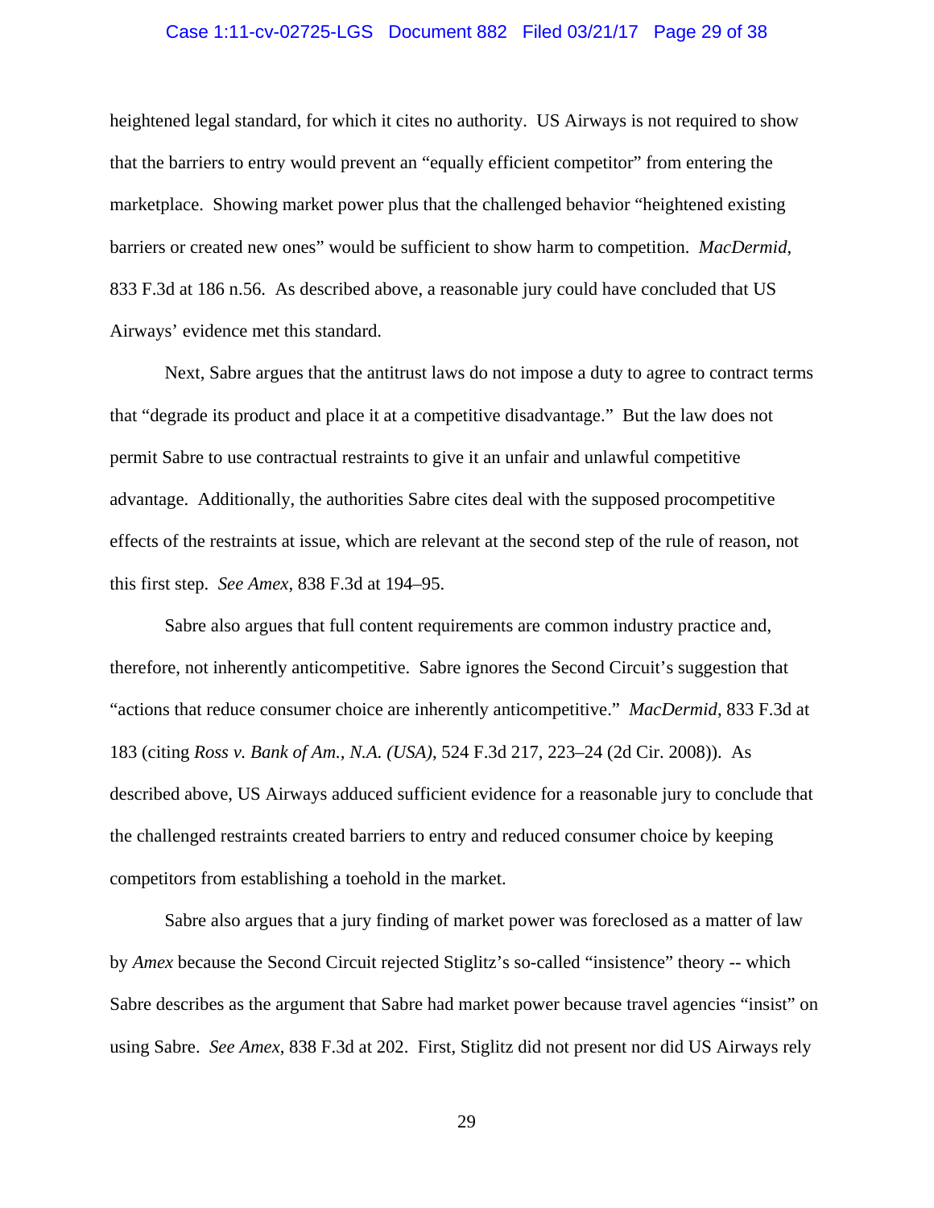heightened legal standard, for which it cites no authority. US Airways is not required to show that the barriers to entry would prevent an "equally efficient competitor" from entering the marketplace. Showing market power plus that the challenged behavior "heightened existing barriers or created new ones" would be sufficient to show harm to competition. *MacDermid*, 833 F.3d at 186 n.56. As described above, a reasonable jury could have concluded that US Airways' evidence met this standard.

Next, Sabre argues that the antitrust laws do not impose a duty to agree to contract terms that "degrade its product and place it at a competitive disadvantage." But the law does not permit Sabre to use contractual restraints to give it an unfair and unlawful competitive advantage. Additionally, the authorities Sabre cites deal with the supposed procompetitive effects of the restraints at issue, which are relevant at the second step of the rule of reason, not this first step. *See Amex*, 838 F.3d at 194–95.

Sabre also argues that full content requirements are common industry practice and, therefore, not inherently anticompetitive. Sabre ignores the Second Circuit's suggestion that "actions that reduce consumer choice are inherently anticompetitive." *MacDermid*, 833 F.3d at 183 (citing *Ross v. Bank of Am., N.A. (USA)*, 524 F.3d 217, 223–24 (2d Cir. 2008)). As described above, US Airways adduced sufficient evidence for a reasonable jury to conclude that the challenged restraints created barriers to entry and reduced consumer choice by keeping competitors from establishing a toehold in the market.

Sabre also argues that a jury finding of market power was foreclosed as a matter of law by *Amex* because the Second Circuit rejected Stiglitz's so-called "insistence" theory -- which Sabre describes as the argument that Sabre had market power because travel agencies "insist" on using Sabre. *See Amex*, 838 F.3d at 202. First, Stiglitz did not present nor did US Airways rely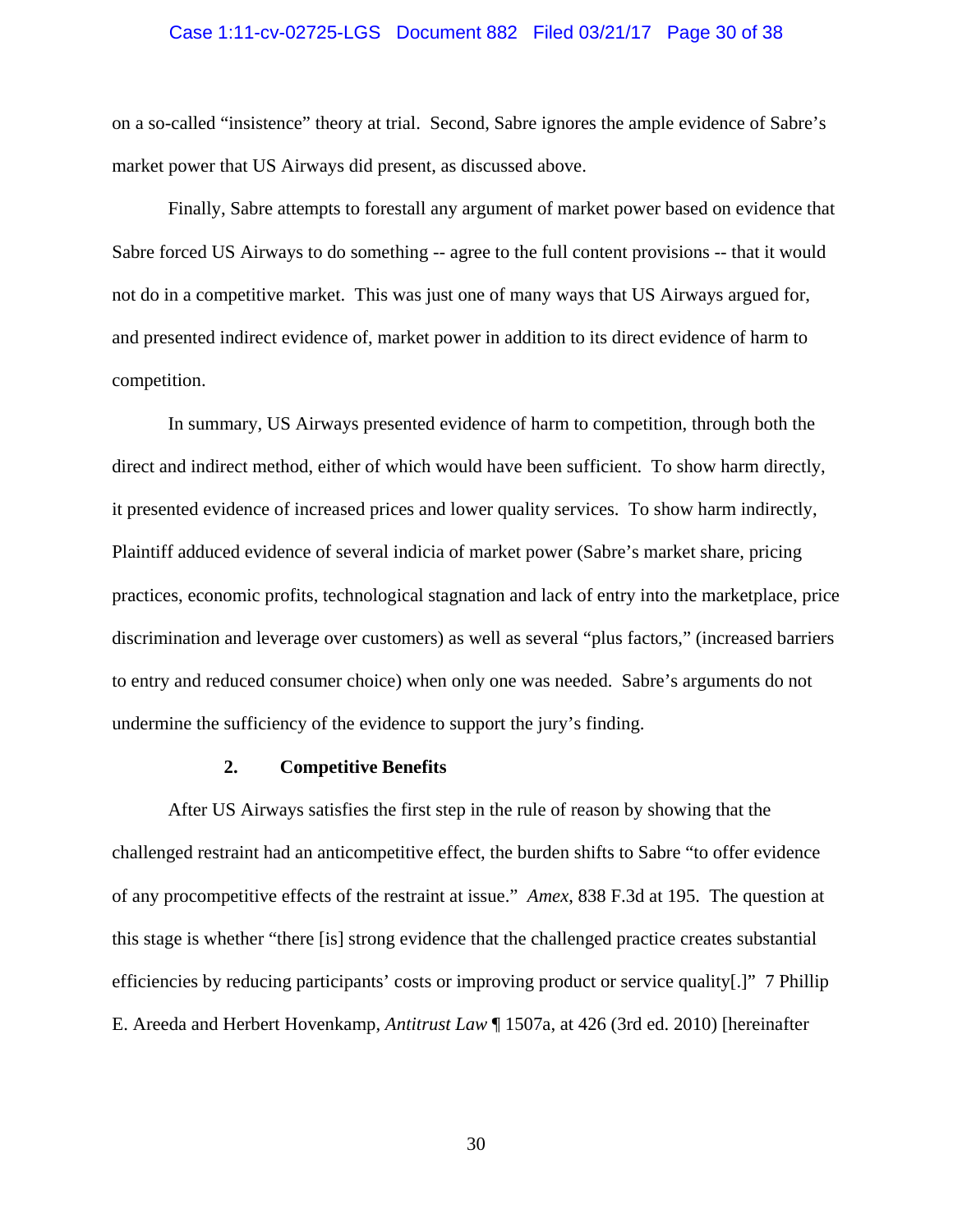on a so-called "insistence" theory at trial. Second, Sabre ignores the ample evidence of Sabre's market power that US Airways did present, as discussed above.

Finally, Sabre attempts to forestall any argument of market power based on evidence that Sabre forced US Airways to do something -- agree to the full content provisions -- that it would not do in a competitive market. This was just one of many ways that US Airways argued for, and presented indirect evidence of, market power in addition to its direct evidence of harm to competition.

In summary, US Airways presented evidence of harm to competition, through both the direct and indirect method, either of which would have been sufficient. To show harm directly, it presented evidence of increased prices and lower quality services. To show harm indirectly, Plaintiff adduced evidence of several indicia of market power (Sabre's market share, pricing practices, economic profits, technological stagnation and lack of entry into the marketplace, price discrimination and leverage over customers) as well as several "plus factors," (increased barriers to entry and reduced consumer choice) when only one was needed. Sabre's arguments do not undermine the sufficiency of the evidence to support the jury's finding.

### 2. Competitive Benefits

After US Airways satisfies the first step in the rule of reason by showing that the challenged restraint had an anticompetitive effect, the burden shifts to Sabre "to offer evidence of any procompetitive effects of the restraint at issue." *Amex*, 838 F.3d at 195. The question at this stage is whether "there [is] strong evidence that the challenged practice creates substantial efficiencies by reducing participants' costs or improving product or service quality[.]" 7 Phillip E. Areeda and Herbert Hovenkamp, *Antitrust Law* ¶ 1507a, at 426 (3rd ed. 2010) [hereinafter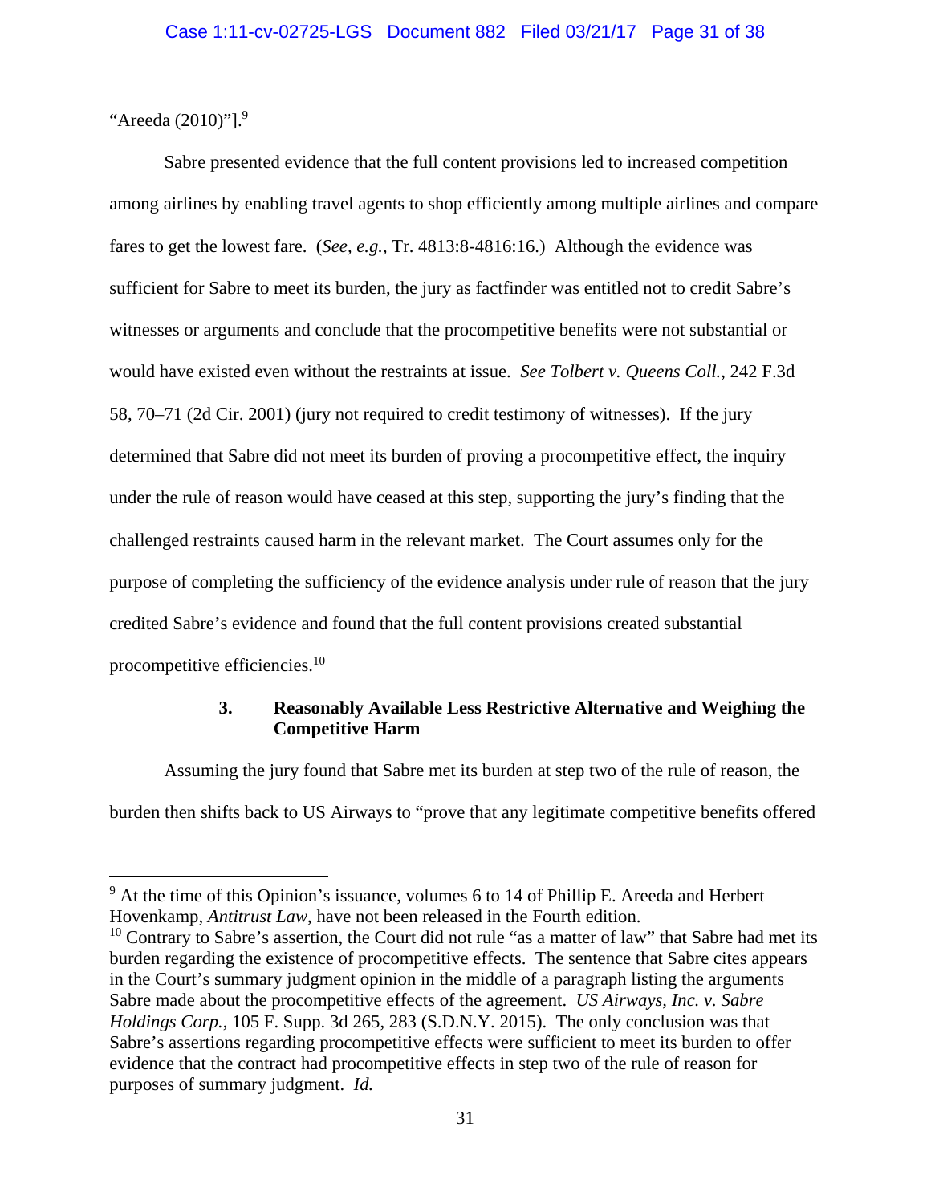"Areeda (2010)"].[9]

Sabre presented evidence that the full content provisions led to increased competition among airlines by enabling travel agents to shop efficiently among multiple airlines and compare fares to get the lowest fare. (*See, e.g.*, Tr. 4813:8-4816:16.) Although the evidence was sufficient for Sabre to meet its burden, the jury as factfinder was entitled not to credit Sabre's witnesses or arguments and conclude that the procompetitive benefits were not substantial or would have existed even without the restraints at issue. *See Tolbert v. Queens Coll.*, 242 F.3d 58, 70–71 (2d Cir. 2001) (jury not required to credit testimony of witnesses). If the jury determined that Sabre did not meet its burden of proving a procompetitive effect, the inquiry under the rule of reason would have ceased at this step, supporting the jury's finding that the challenged restraints caused harm in the relevant market. The Court assumes only for the purpose of completing the sufficiency of the evidence analysis under rule of reason that the jury credited Sabre's evidence and found that the full content provisions created substantial procompetitive efficiencies.[10]

### 3. Reasonably Available Less Restrictive Alternative and Weighing the Competitive Harm

Assuming the jury found that Sabre met its burden at step two of the rule of reason, the burden then shifts back to US Airways to "prove that any legitimate competitive benefits offered

---

[9] At the time of this Opinion's issuance, volumes 6 to 14 of Phillip E. Areeda and Herbert Hovenkamp, *Antitrust Law*, have not been released in the Fourth edition.

[10] Contrary to Sabre's assertion, the Court did not rule "as a matter of law" that Sabre had met its burden regarding the existence of procompetitive effects. The sentence that Sabre cites appears in the Court's summary judgment opinion in the middle of a paragraph listing the arguments Sabre made about the procompetitive effects of the agreement. *US Airways, Inc. v. Sabre Holdings Corp.*, 105 F. Supp. 3d 265, 283 (S.D.N.Y. 2015). The only conclusion was that Sabre's assertions regarding procompetitive effects were sufficient to meet its burden to offer evidence that the contract had procompetitive effects in step two of the rule of reason for purposes of summary judgment. *Id.*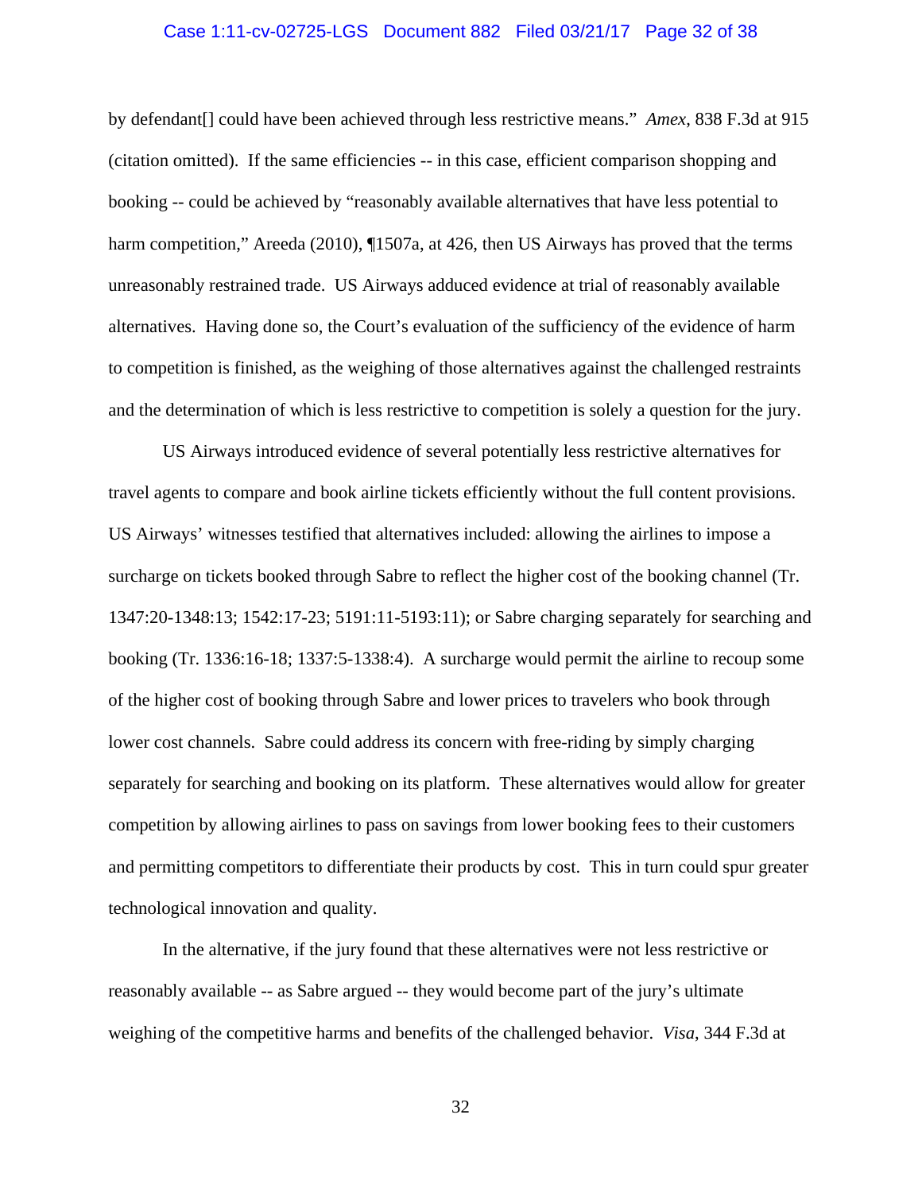by defendant[] could have been achieved through less restrictive means." *Amex*, 838 F.3d at 915 (citation omitted). If the same efficiencies -- in this case, efficient comparison shopping and booking -- could be achieved by "reasonably available alternatives that have less potential to harm competition," Areeda (2010), ¶1507a, at 426, then US Airways has proved that the terms unreasonably restrained trade. US Airways adduced evidence at trial of reasonably available alternatives. Having done so, the Court's evaluation of the sufficiency of the evidence of harm to competition is finished, as the weighing of those alternatives against the challenged restraints and the determination of which is less restrictive to competition is solely a question for the jury.

US Airways introduced evidence of several potentially less restrictive alternatives for travel agents to compare and book airline tickets efficiently without the full content provisions. US Airways' witnesses testified that alternatives included: allowing the airlines to impose a surcharge on tickets booked through Sabre to reflect the higher cost of the booking channel (Tr. 1347:20-1348:13; 1542:17-23; 5191:11-5193:11); or Sabre charging separately for searching and booking (Tr. 1336:16-18; 1337:5-1338:4). A surcharge would permit the airline to recoup some of the higher cost of booking through Sabre and lower prices to travelers who book through lower cost channels. Sabre could address its concern with free-riding by simply charging separately for searching and booking on its platform. These alternatives would allow for greater competition by allowing airlines to pass on savings from lower booking fees to their customers and permitting competitors to differentiate their products by cost. This in turn could spur greater technological innovation and quality.

In the alternative, if the jury found that these alternatives were not less restrictive or reasonably available -- as Sabre argued -- they would become part of the jury's ultimate weighing of the competitive harms and benefits of the challenged behavior. *Visa*, 344 F.3d at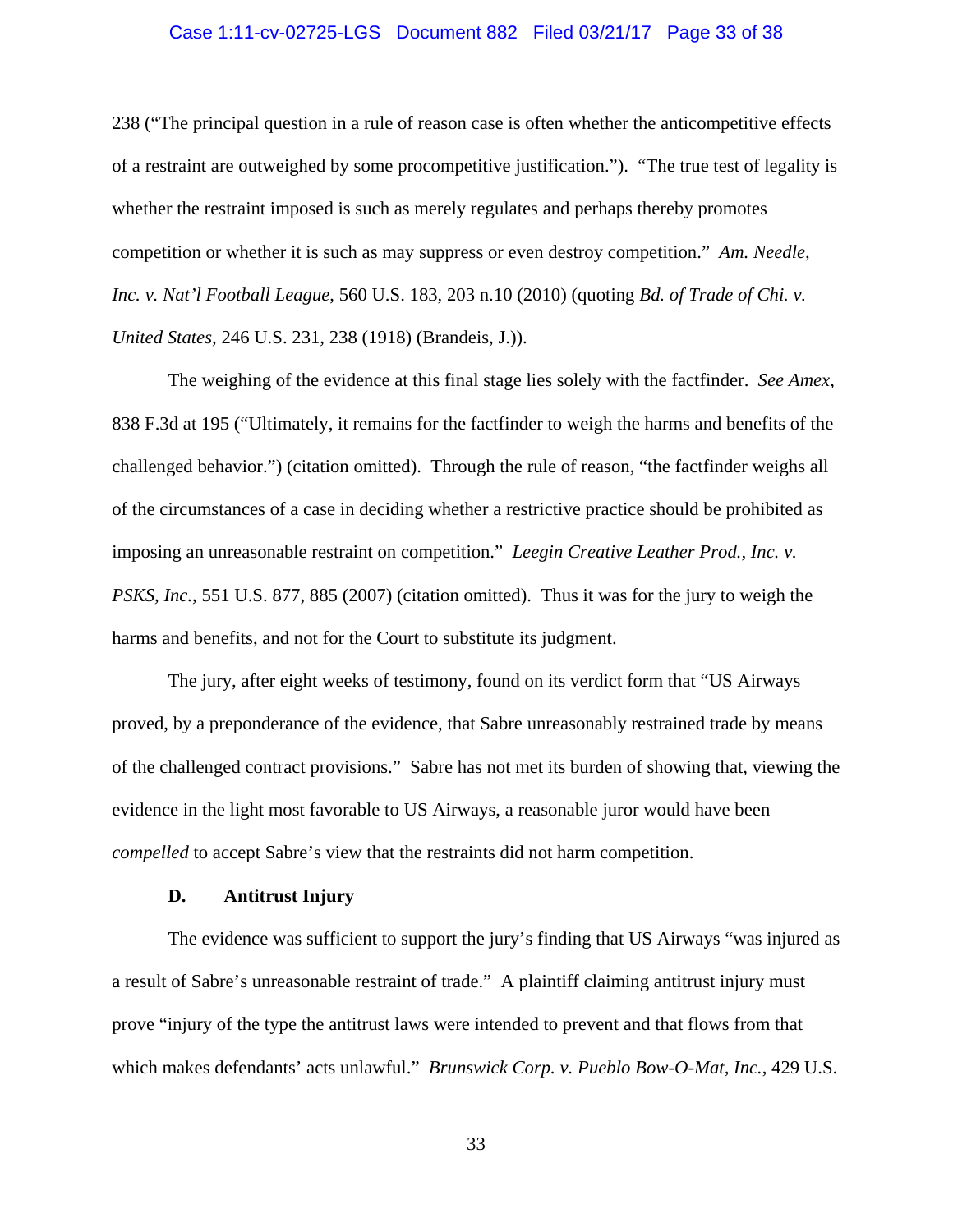238 ("The principal question in a rule of reason case is often whether the anticompetitive effects of a restraint are outweighed by some procompetitive justification."). "The true test of legality is whether the restraint imposed is such as merely regulates and perhaps thereby promotes competition or whether it is such as may suppress or even destroy competition." *Am. Needle, Inc. v. Nat'l Football League*, 560 U.S. 183, 203 n.10 (2010) (quoting *Bd. of Trade of Chi. v. United States*, 246 U.S. 231, 238 (1918) (Brandeis, J.)).

The weighing of the evidence at this final stage lies solely with the factfinder. *See Amex*, 838 F.3d at 195 ("Ultimately, it remains for the factfinder to weigh the harms and benefits of the challenged behavior.") (citation omitted). Through the rule of reason, "the factfinder weighs all of the circumstances of a case in deciding whether a restrictive practice should be prohibited as imposing an unreasonable restraint on competition." *Leegin Creative Leather Prod., Inc. v. PSKS, Inc.*, 551 U.S. 877, 885 (2007) (citation omitted). Thus it was for the jury to weigh the harms and benefits, and not for the Court to substitute its judgment.

The jury, after eight weeks of testimony, found on its verdict form that "US Airways proved, by a preponderance of the evidence, that Sabre unreasonably restrained trade by means of the challenged contract provisions." Sabre has not met its burden of showing that, viewing the evidence in the light most favorable to US Airways, a reasonable juror would have been *compelled* to accept Sabre's view that the restraints did not harm competition.

### D. Antitrust Injury

The evidence was sufficient to support the jury's finding that US Airways "was injured as a result of Sabre's unreasonable restraint of trade." A plaintiff claiming antitrust injury must prove "injury of the type the antitrust laws were intended to prevent and that flows from that which makes defendants' acts unlawful." *Brunswick Corp. v. Pueblo Bow-O-Mat, Inc.*, 429 U.S.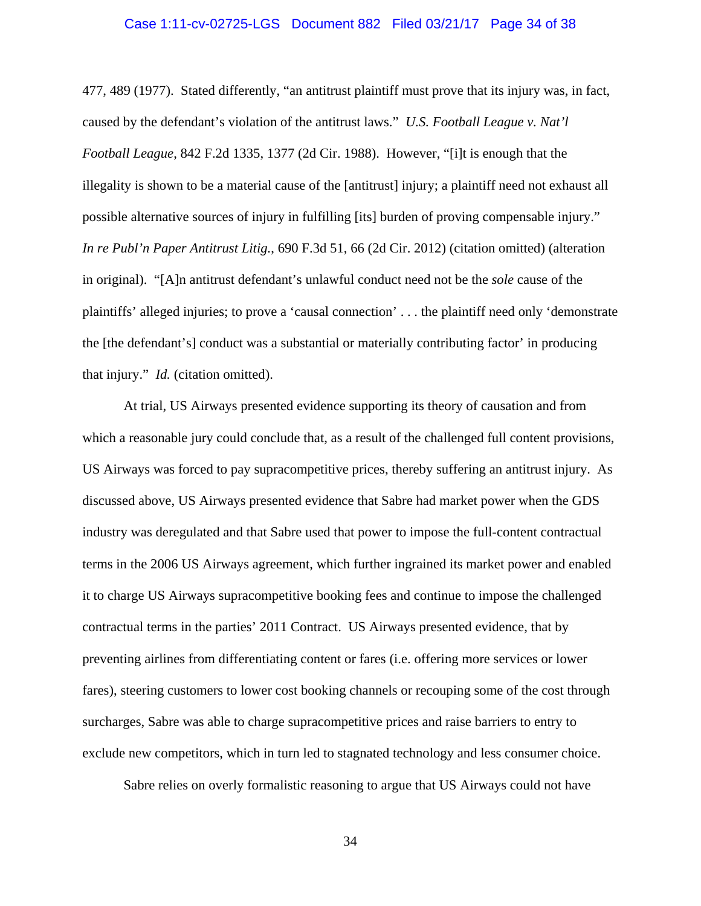477, 489 (1977). Stated differently, "an antitrust plaintiff must prove that its injury was, in fact, caused by the defendant's violation of the antitrust laws." *U.S. Football League v. Nat'l Football League*, 842 F.2d 1335, 1377 (2d Cir. 1988). However, "[i]t is enough that the illegality is shown to be a material cause of the [antitrust] injury; a plaintiff need not exhaust all possible alternative sources of injury in fulfilling [its] burden of proving compensable injury." *In re Publ'n Paper Antitrust Litig.*, 690 F.3d 51, 66 (2d Cir. 2012) (citation omitted) (alteration in original). "[A]n antitrust defendant's unlawful conduct need not be the *sole* cause of the plaintiffs' alleged injuries; to prove a 'causal connection' . . . the plaintiff need only 'demonstrate the [the defendant's] conduct was a substantial or materially contributing factor' in producing that injury." *Id.* (citation omitted).

At trial, US Airways presented evidence supporting its theory of causation and from which a reasonable jury could conclude that, as a result of the challenged full content provisions, US Airways was forced to pay supracompetitive prices, thereby suffering an antitrust injury. As discussed above, US Airways presented evidence that Sabre had market power when the GDS industry was deregulated and that Sabre used that power to impose the full-content contractual terms in the 2006 US Airways agreement, which further ingrained its market power and enabled it to charge US Airways supracompetitive booking fees and continue to impose the challenged contractual terms in the parties' 2011 Contract. US Airways presented evidence, that by preventing airlines from differentiating content or fares (i.e. offering more services or lower fares), steering customers to lower cost booking channels or recouping some of the cost through surcharges, Sabre was able to charge supracompetitive prices and raise barriers to entry to exclude new competitors, which in turn led to stagnated technology and less consumer choice.

Sabre relies on overly formalistic reasoning to argue that US Airways could not have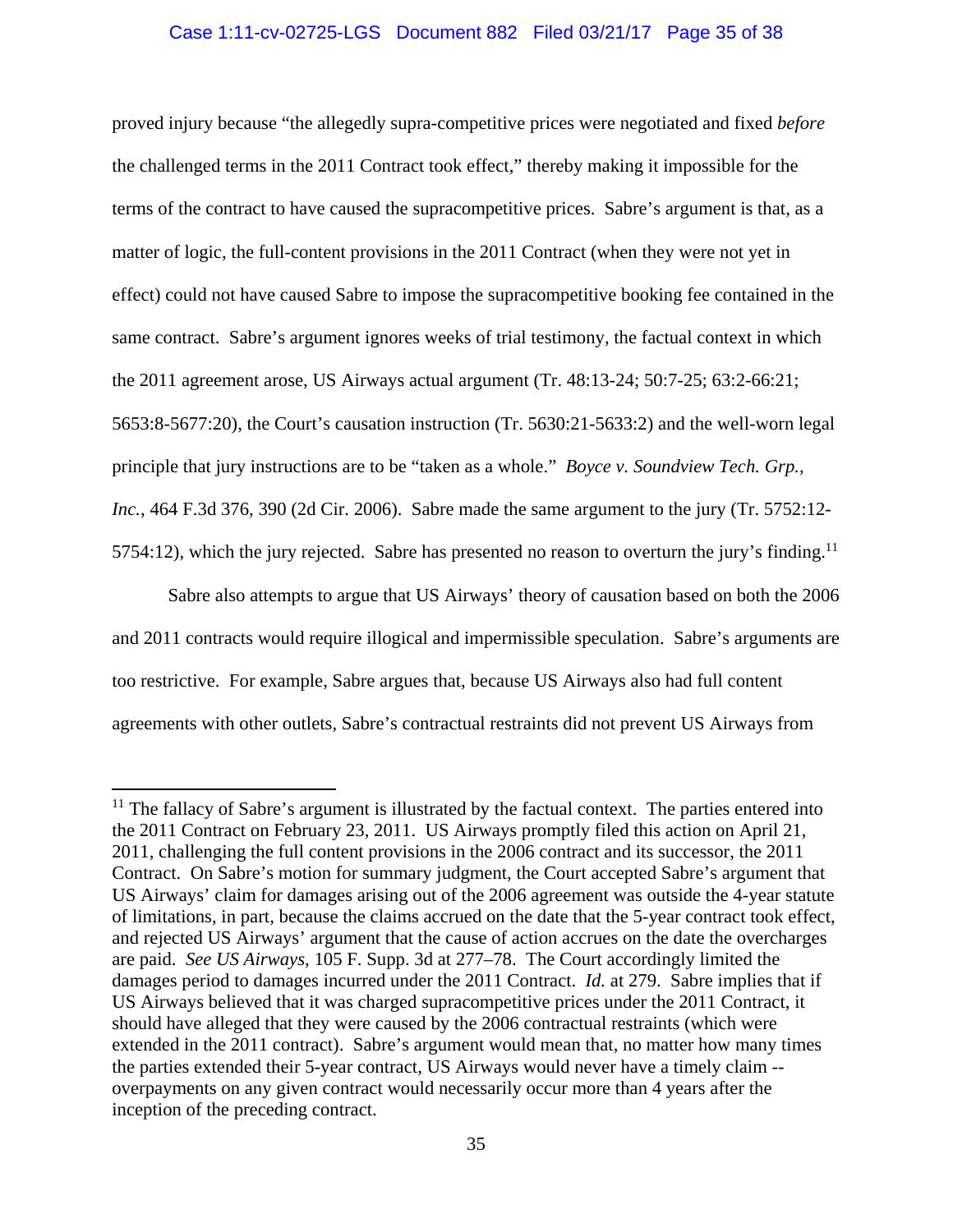proved injury because "the allegedly supra-competitive prices were negotiated and fixed *before* the challenged terms in the 2011 Contract took effect," thereby making it impossible for the terms of the contract to have caused the supracompetitive prices. Sabre's argument is that, as a matter of logic, the full-content provisions in the 2011 Contract (when they were not yet in effect) could not have caused Sabre to impose the supracompetitive booking fee contained in the same contract. Sabre's argument ignores weeks of trial testimony, the factual context in which the 2011 agreement arose, US Airways actual argument (Tr. 48:13-24; 50:7-25; 63:2-66:21; 5653:8-5677:20), the Court's causation instruction (Tr. 5630:21-5633:2) and the well-worn legal principle that jury instructions are to be "taken as a whole." *Boyce v. Soundview Tech. Grp., Inc.*, 464 F.3d 376, 390 (2d Cir. 2006). Sabre made the same argument to the jury (Tr. 5752:12-5754:12), which the jury rejected. Sabre has presented no reason to overturn the jury's finding.[11]

Sabre also attempts to argue that US Airways' theory of causation based on both the 2006 and 2011 contracts would require illogical and impermissible speculation. Sabre's arguments are too restrictive. For example, Sabre argues that, because US Airways also had full content agreements with other outlets, Sabre's contractual restraints did not prevent US Airways from

---

[11] The fallacy of Sabre's argument is illustrated by the factual context. The parties entered into the 2011 Contract on February 23, 2011. US Airways promptly filed this action on April 21, 2011, challenging the full content provisions in the 2006 contract and its successor, the 2011 Contract. On Sabre's motion for summary judgment, the Court accepted Sabre's argument that US Airways' claim for damages arising out of the 2006 agreement was outside the 4-year statute of limitations, in part, because the claims accrued on the date that the 5-year contract took effect, and rejected US Airways' argument that the cause of action accrues on the date the overcharges are paid. *See US Airways*, 105 F. Supp. 3d at 277–78. The Court accordingly limited the damages period to damages incurred under the 2011 Contract. *Id.* at 279. Sabre implies that if US Airways believed that it was charged supracompetitive prices under the 2011 Contract, it should have alleged that they were caused by the 2006 contractual restraints (which were extended in the 2011 contract). Sabre's argument would mean that, no matter how many times the parties extended their 5-year contract, US Airways would never have a timely claim -- overpayments on any given contract would necessarily occur more than 4 years after the inception of the preceding contract.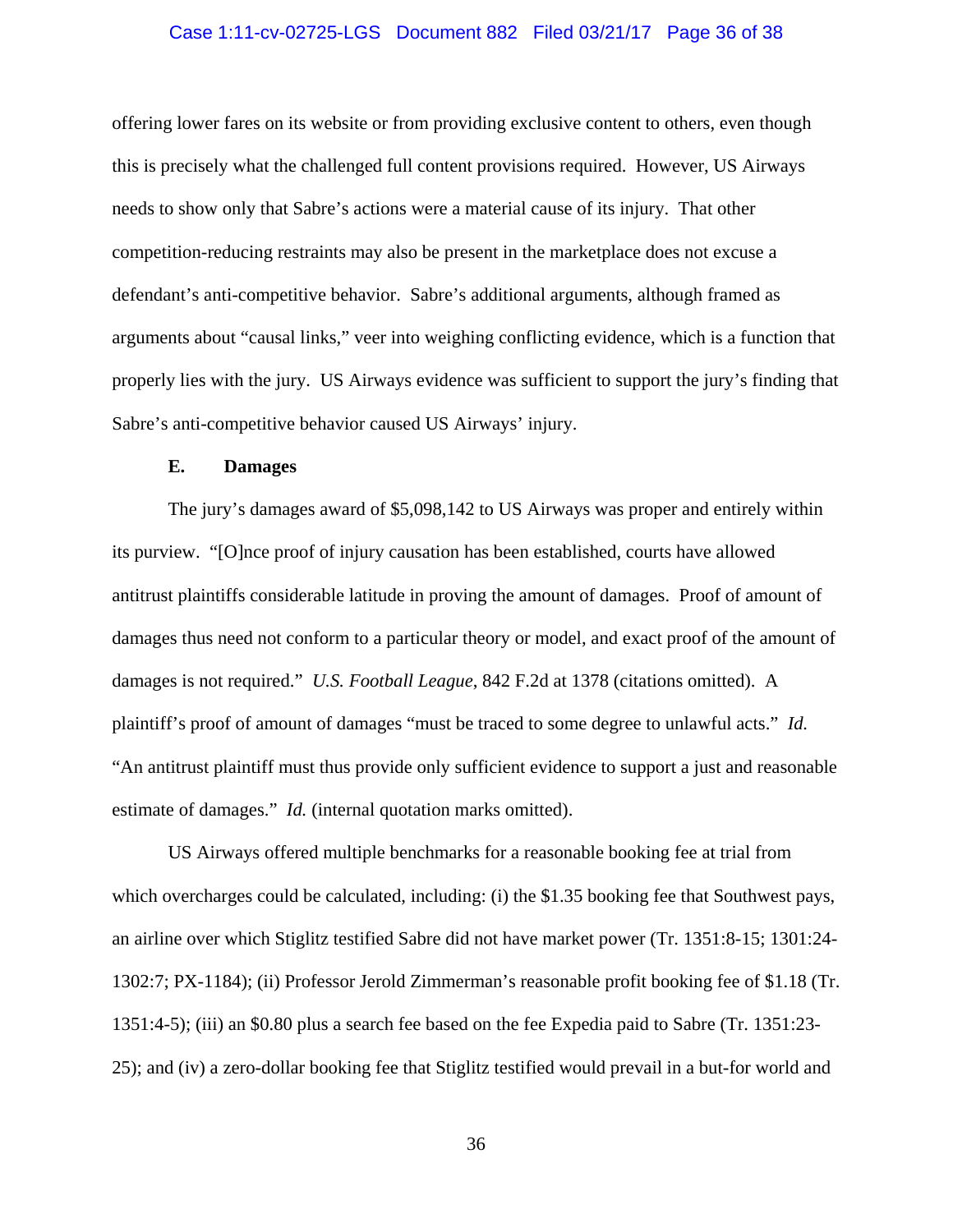offering lower fares on its website or from providing exclusive content to others, even though this is precisely what the challenged full content provisions required. However, US Airways needs to show only that Sabre's actions were a material cause of its injury. That other competition-reducing restraints may also be present in the marketplace does not excuse a defendant's anti-competitive behavior. Sabre's additional arguments, although framed as arguments about "causal links," veer into weighing conflicting evidence, which is a function that properly lies with the jury. US Airways evidence was sufficient to support the jury's finding that Sabre's anti-competitive behavior caused US Airways' injury.

### E. Damages

The jury's damages award of $5,098,142 to US Airways was proper and entirely within its purview. "[O]nce proof of injury causation has been established, courts have allowed antitrust plaintiffs considerable latitude in proving the amount of damages. Proof of amount of damages thus need not conform to a particular theory or model, and exact proof of the amount of damages is not required." *U.S. Football League*, 842 F.2d at 1378 (citations omitted). A plaintiff's proof of amount of damages "must be traced to some degree to unlawful acts." *Id.* "An antitrust plaintiff must thus provide only sufficient evidence to support a just and reasonable estimate of damages." *Id.* (internal quotation marks omitted).

US Airways offered multiple benchmarks for a reasonable booking fee at trial from which overcharges could be calculated, including: (i) the $1.35 booking fee that Southwest pays, an airline over which Stiglitz testified Sabre did not have market power (Tr. 1351:8-15; 1301:24-1302:7; PX-1184); (ii) Professor Jerold Zimmerman's reasonable profit booking fee of $1.18 (Tr. 1351:4-5); (iii) an $0.80 plus a search fee based on the fee Expedia paid to Sabre (Tr. 1351:23-25); and (iv) a zero-dollar booking fee that Stiglitz testified would prevail in a but-for world and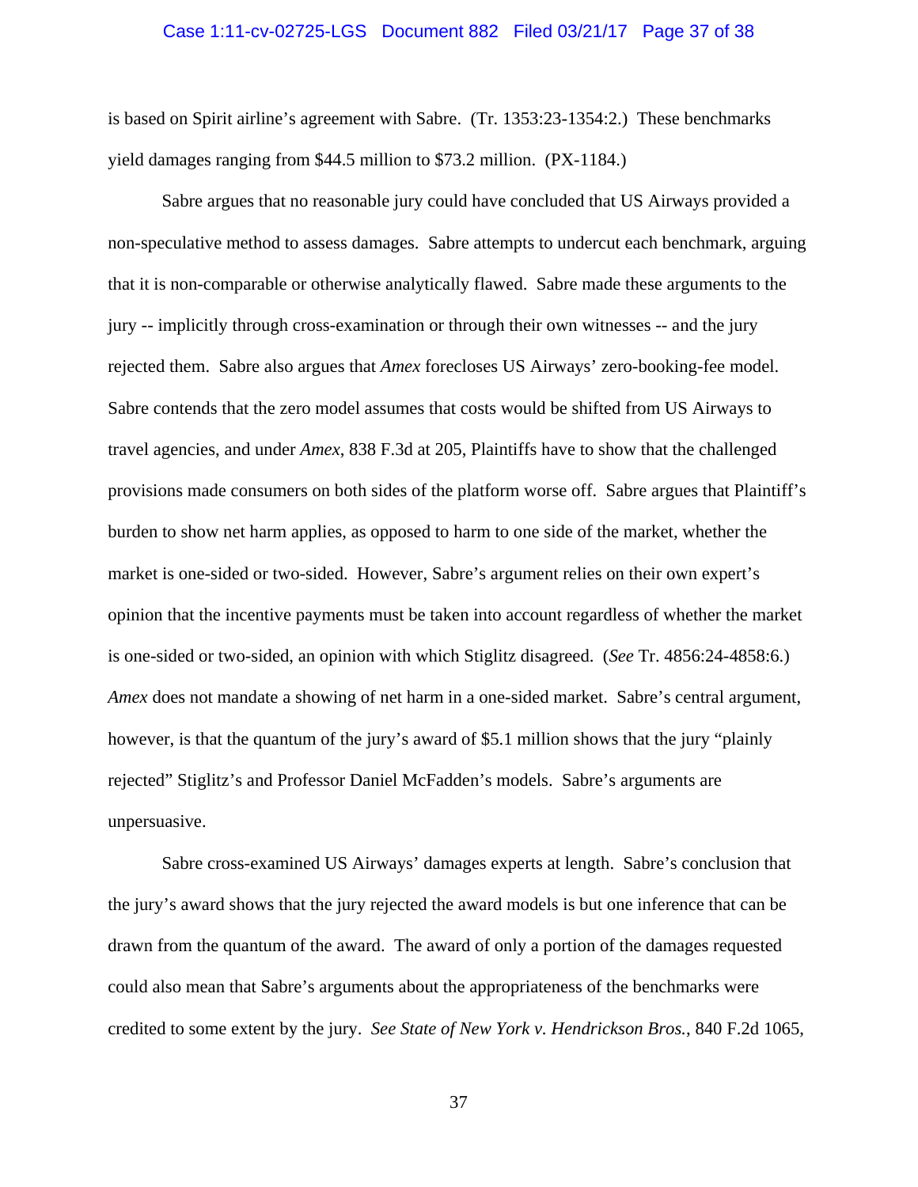is based on Spirit airline's agreement with Sabre. (Tr. 1353:23-1354:2.) These benchmarks yield damages ranging from $44.5 million to $73.2 million. (PX-1184.)

Sabre argues that no reasonable jury could have concluded that US Airways provided a non-speculative method to assess damages. Sabre attempts to undercut each benchmark, arguing that it is non-comparable or otherwise analytically flawed. Sabre made these arguments to the jury -- implicitly through cross-examination or through their own witnesses -- and the jury rejected them. Sabre also argues that *Amex* forecloses US Airways' zero-booking-fee model. Sabre contends that the zero model assumes that costs would be shifted from US Airways to travel agencies, and under *Amex*, 838 F.3d at 205, Plaintiffs have to show that the challenged provisions made consumers on both sides of the platform worse off. Sabre argues that Plaintiff's burden to show net harm applies, as opposed to harm to one side of the market, whether the market is one-sided or two-sided. However, Sabre's argument relies on their own expert's opinion that the incentive payments must be taken into account regardless of whether the market is one-sided or two-sided, an opinion with which Stiglitz disagreed. (*See* Tr. 4856:24-4858:6.) *Amex* does not mandate a showing of net harm in a one-sided market. Sabre's central argument, however, is that the quantum of the jury's award of $5.1 million shows that the jury "plainly rejected" Stiglitz's and Professor Daniel McFadden's models. Sabre's arguments are unpersuasive.

Sabre cross-examined US Airways' damages experts at length. Sabre's conclusion that the jury's award shows that the jury rejected the award models is but one inference that can be drawn from the quantum of the award. The award of only a portion of the damages requested could also mean that Sabre's arguments about the appropriateness of the benchmarks were credited to some extent by the jury. *See State of New York v. Hendrickson Bros.*, 840 F.2d 1065,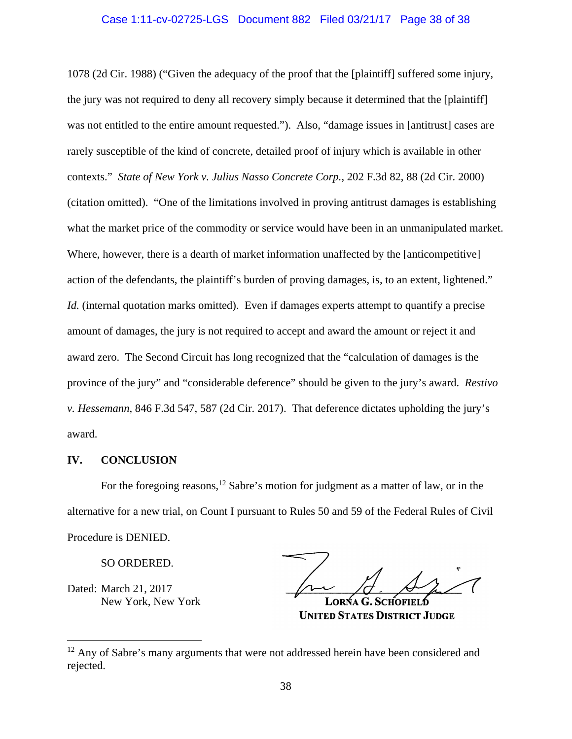1078 (2d Cir. 1988) ("Given the adequacy of the proof that the [plaintiff] suffered some injury, the jury was not required to deny all recovery simply because it determined that the [plaintiff] was not entitled to the entire amount requested."). Also, "damage issues in [antitrust] cases are rarely susceptible of the kind of concrete, detailed proof of injury which is available in other contexts." *State of New York v. Julius Nasso Concrete Corp.*, 202 F.3d 82, 88 (2d Cir. 2000) (citation omitted). "One of the limitations involved in proving antitrust damages is establishing what the market price of the commodity or service would have been in an unmanipulated market. Where, however, there is a dearth of market information unaffected by the [anticompetitive] action of the defendants, the plaintiff's burden of proving damages, is, to an extent, lightened." *Id.* (internal quotation marks omitted). Even if damages experts attempt to quantify a precise amount of damages, the jury is not required to accept and award the amount or reject it and award zero. The Second Circuit has long recognized that the "calculation of damages is the province of the jury" and "considerable deference" should be given to the jury's award. *Restivo v. Hessemann*, 846 F.3d 547, 587 (2d Cir. 2017). That deference dictates upholding the jury's award.

## IV. CONCLUSION

For the foregoing reasons,[12] Sabre's motion for judgment as a matter of law, or in the alternative for a new trial, on Count I pursuant to Rules 50 and 59 of the Federal Rules of Civil Procedure is DENIED.

SO ORDERED.

Dated: March 21, 2017
New York, New York

LORNA G. SCHOFIELD
UNITED STATES DISTRICT JUDGE

---

[12] Any of Sabre's many arguments that were not addressed herein have been considered and rejected.